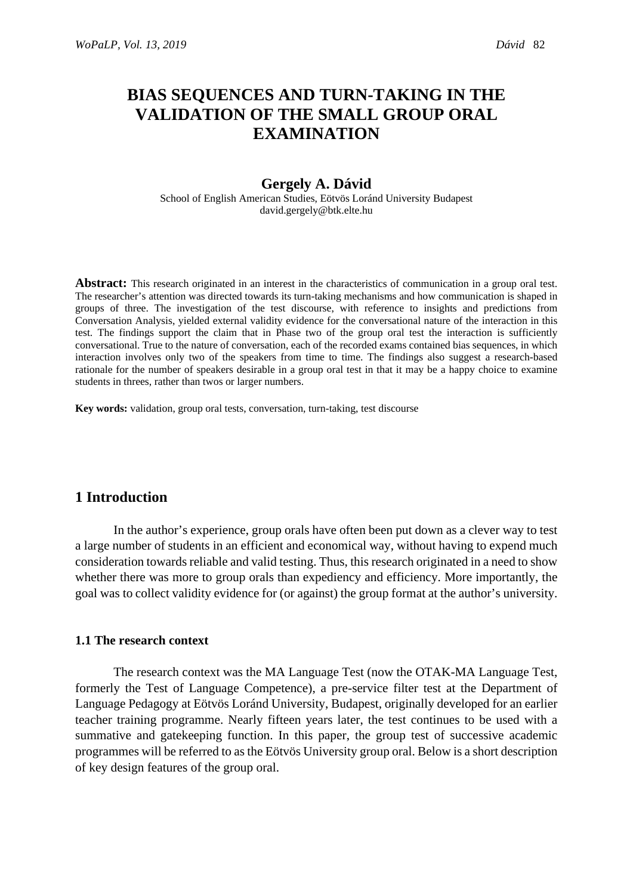# BIAS SEQUENCES AND TURN-TAKING IN THE VALIDATION OF THE SMALL GROUP ORAL EXAMINATION

**Gergely A. Dávid**

School of English American Studies, Eötvös Loránd University Budapest
david.gergely@btk.elte.hu

**Abstract:** This research originated in an interest in the characteristics of communication in a group oral test. The researcher's attention was directed towards its turn-taking mechanisms and how communication is shaped in groups of three. The investigation of the test discourse, with reference to insights and predictions from Conversation Analysis, yielded external validity evidence for the conversational nature of the interaction in this test. The findings support the claim that in Phase two of the group oral test the interaction is sufficiently conversational. True to the nature of conversation, each of the recorded exams contained bias sequences, in which interaction involves only two of the speakers from time to time. The findings also suggest a research-based rationale for the number of speakers desirable in a group oral test in that it may be a happy choice to examine students in threes, rather than twos or larger numbers.

**Key words:** validation, group oral tests, conversation, turn-taking, test discourse

## 1 Introduction

In the author's experience, group orals have often been put down as a clever way to test a large number of students in an efficient and economical way, without having to expend much consideration towards reliable and valid testing. Thus, this research originated in a need to show whether there was more to group orals than expediency and efficiency. More importantly, the goal was to collect validity evidence for (or against) the group format at the author's university.

### 1.1 The research context

The research context was the MA Language Test (now the OTAK-MA Language Test, formerly the Test of Language Competence), a pre-service filter test at the Department of Language Pedagogy at Eötvös Loránd University, Budapest, originally developed for an earlier teacher training programme. Nearly fifteen years later, the test continues to be used with a summative and gatekeeping function. In this paper, the group test of successive academic programmes will be referred to as the Eötvös University group oral. Below is a short description of key design features of the group oral.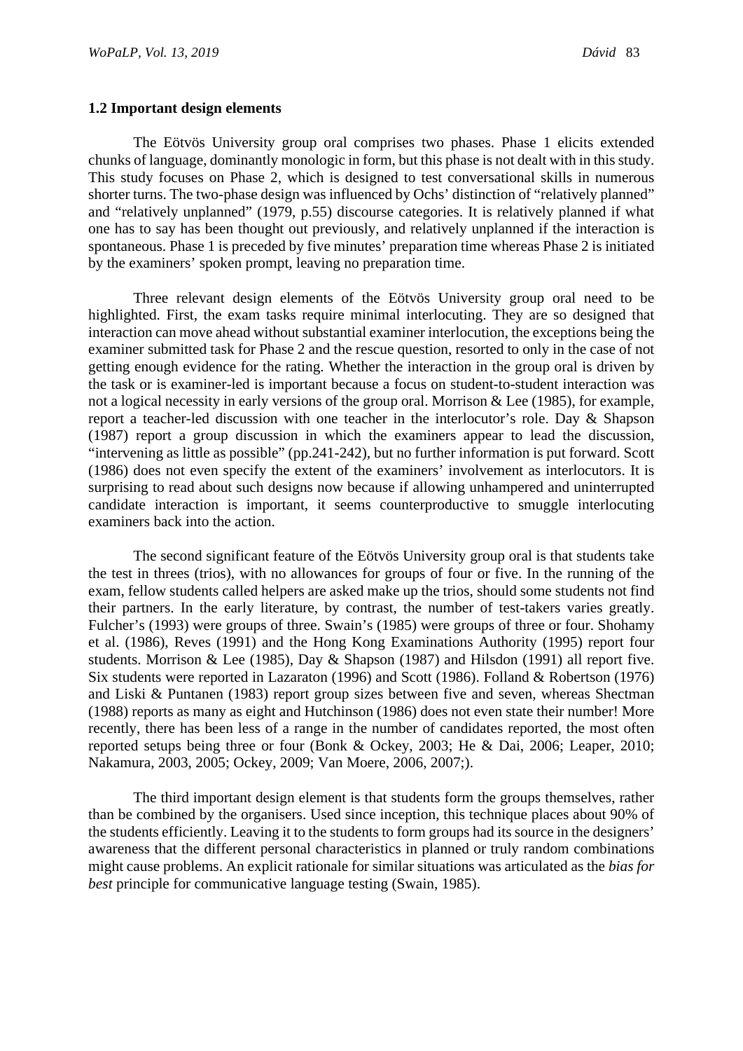### 1.2 Important design elements

The Eötvös University group oral comprises two phases. Phase 1 elicits extended chunks of language, dominantly monologic in form, but this phase is not dealt with in this study. This study focuses on Phase 2, which is designed to test conversational skills in numerous shorter turns. The two-phase design was influenced by Ochs' distinction of "relatively planned" and "relatively unplanned" (1979, p.55) discourse categories. It is relatively planned if what one has to say has been thought out previously, and relatively unplanned if the interaction is spontaneous. Phase 1 is preceded by five minutes' preparation time whereas Phase 2 is initiated by the examiners' spoken prompt, leaving no preparation time.

Three relevant design elements of the Eötvös University group oral need to be highlighted. First, the exam tasks require minimal interlocuting. They are so designed that interaction can move ahead without substantial examiner interlocution, the exceptions being the examiner submitted task for Phase 2 and the rescue question, resorted to only in the case of not getting enough evidence for the rating. Whether the interaction in the group oral is driven by the task or is examiner-led is important because a focus on student-to-student interaction was not a logical necessity in early versions of the group oral. Morrison & Lee (1985), for example, report a teacher-led discussion with one teacher in the interlocutor's role. Day & Shapson (1987) report a group discussion in which the examiners appear to lead the discussion, "intervening as little as possible" (pp.241-242), but no further information is put forward. Scott (1986) does not even specify the extent of the examiners' involvement as interlocutors. It is surprising to read about such designs now because if allowing unhampered and uninterrupted candidate interaction is important, it seems counterproductive to smuggle interlocuting examiners back into the action.

The second significant feature of the Eötvös University group oral is that students take the test in threes (trios), with no allowances for groups of four or five. In the running of the exam, fellow students called helpers are asked make up the trios, should some students not find their partners. In the early literature, by contrast, the number of test-takers varies greatly. Fulcher's (1993) were groups of three. Swain's (1985) were groups of three or four. Shohamy et al. (1986), Reves (1991) and the Hong Kong Examinations Authority (1995) report four students. Morrison & Lee (1985), Day & Shapson (1987) and Hilsdon (1991) all report five. Six students were reported in Lazaraton (1996) and Scott (1986). Folland & Robertson (1976) and Liski & Puntanen (1983) report group sizes between five and seven, whereas Shectman (1988) reports as many as eight and Hutchinson (1986) does not even state their number! More recently, there has been less of a range in the number of candidates reported, the most often reported setups being three or four (Bonk & Ockey, 2003; He & Dai, 2006; Leaper, 2010; Nakamura, 2003, 2005; Ockey, 2009; Van Moere, 2006, 2007;).

The third important design element is that students form the groups themselves, rather than be combined by the organisers. Used since inception, this technique places about 90% of the students efficiently. Leaving it to the students to form groups had its source in the designers' awareness that the different personal characteristics in planned or truly random combinations might cause problems. An explicit rationale for similar situations was articulated as the *bias for best* principle for communicative language testing (Swain, 1985).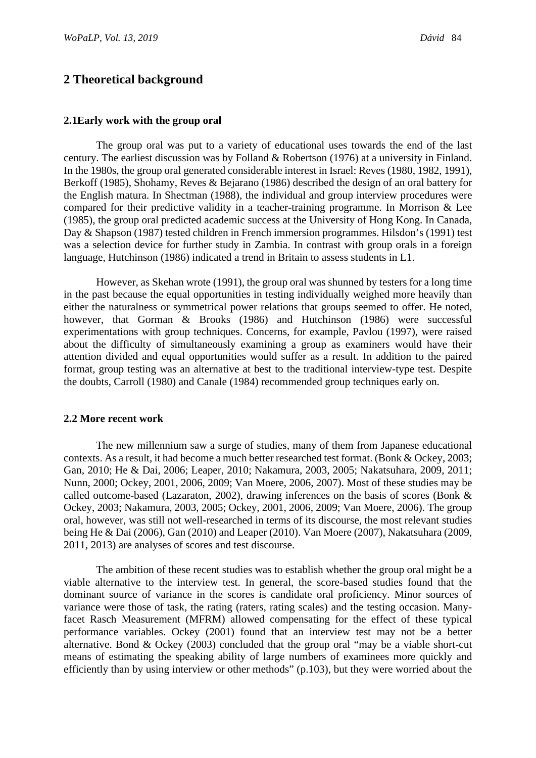## 2 Theoretical background

### 2.1Early work with the group oral

The group oral was put to a variety of educational uses towards the end of the last century. The earliest discussion was by Folland & Robertson (1976) at a university in Finland. In the 1980s, the group oral generated considerable interest in Israel: Reves (1980, 1982, 1991), Berkoff (1985), Shohamy, Reves & Bejarano (1986) described the design of an oral battery for the English matura. In Shectman (1988), the individual and group interview procedures were compared for their predictive validity in a teacher-training programme. In Morrison & Lee (1985), the group oral predicted academic success at the University of Hong Kong. In Canada, Day & Shapson (1987) tested children in French immersion programmes. Hilsdon's (1991) test was a selection device for further study in Zambia. In contrast with group orals in a foreign language, Hutchinson (1986) indicated a trend in Britain to assess students in L1.

However, as Skehan wrote (1991), the group oral was shunned by testers for a long time in the past because the equal opportunities in testing individually weighed more heavily than either the naturalness or symmetrical power relations that groups seemed to offer. He noted, however, that Gorman & Brooks (1986) and Hutchinson (1986) were successful experimentations with group techniques. Concerns, for example, Pavlou (1997), were raised about the difficulty of simultaneously examining a group as examiners would have their attention divided and equal opportunities would suffer as a result. In addition to the paired format, group testing was an alternative at best to the traditional interview-type test. Despite the doubts, Carroll (1980) and Canale (1984) recommended group techniques early on.

### 2.2 More recent work

The new millennium saw a surge of studies, many of them from Japanese educational contexts. As a result, it had become a much better researched test format. (Bonk & Ockey, 2003; Gan, 2010; He & Dai, 2006; Leaper, 2010; Nakamura, 2003, 2005; Nakatsuhara, 2009, 2011; Nunn, 2000; Ockey, 2001, 2006, 2009; Van Moere, 2006, 2007). Most of these studies may be called outcome-based (Lazaraton, 2002), drawing inferences on the basis of scores (Bonk & Ockey, 2003; Nakamura, 2003, 2005; Ockey, 2001, 2006, 2009; Van Moere, 2006). The group oral, however, was still not well-researched in terms of its discourse, the most relevant studies being He & Dai (2006), Gan (2010) and Leaper (2010). Van Moere (2007), Nakatsuhara (2009, 2011, 2013) are analyses of scores and test discourse.

The ambition of these recent studies was to establish whether the group oral might be a viable alternative to the interview test. In general, the score-based studies found that the dominant source of variance in the scores is candidate oral proficiency. Minor sources of variance were those of task, the rating (raters, rating scales) and the testing occasion. Many-facet Rasch Measurement (MFRM) allowed compensating for the effect of these typical performance variables. Ockey (2001) found that an interview test may not be a better alternative. Bond & Ockey (2003) concluded that the group oral "may be a viable short-cut means of estimating the speaking ability of large numbers of examinees more quickly and efficiently than by using interview or other methods" (p.103), but they were worried about the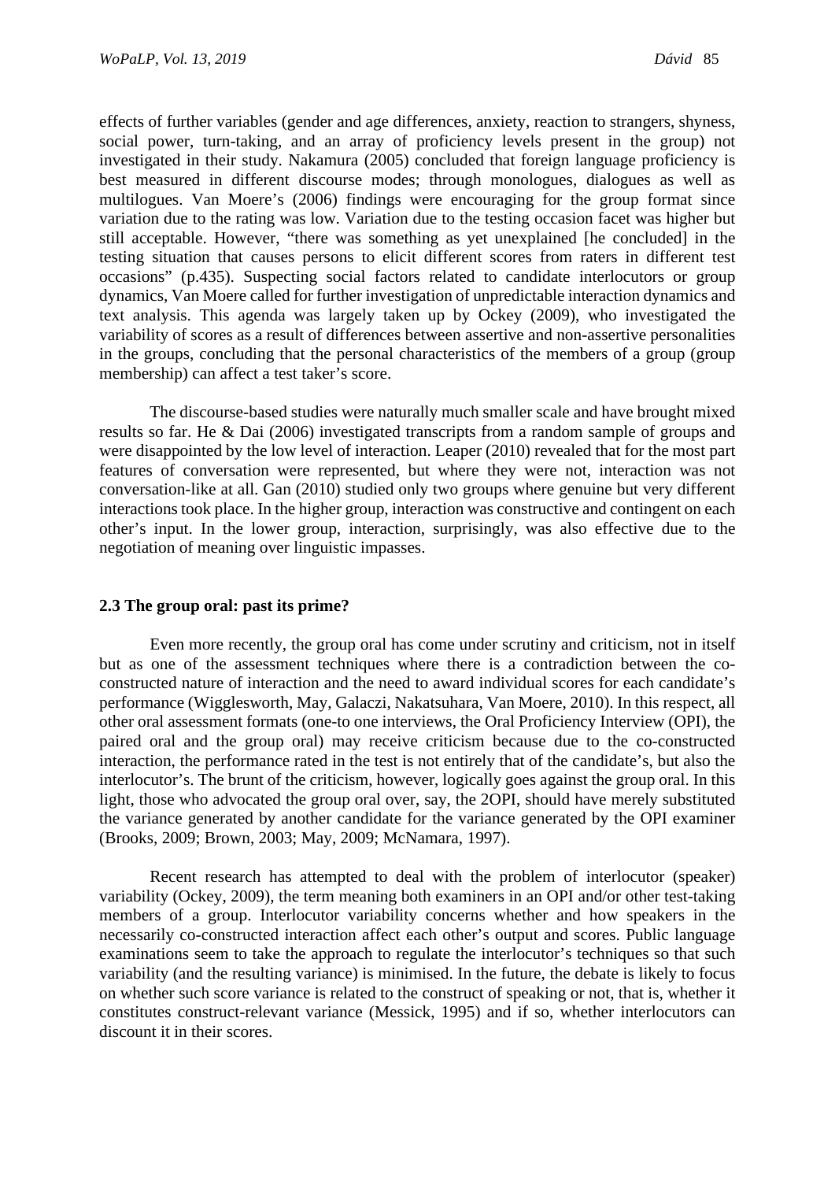effects of further variables (gender and age differences, anxiety, reaction to strangers, shyness, social power, turn-taking, and an array of proficiency levels present in the group) not investigated in their study. Nakamura (2005) concluded that foreign language proficiency is best measured in different discourse modes; through monologues, dialogues as well as multilogues. Van Moere's (2006) findings were encouraging for the group format since variation due to the rating was low. Variation due to the testing occasion facet was higher but still acceptable. However, "there was something as yet unexplained [he concluded] in the testing situation that causes persons to elicit different scores from raters in different test occasions" (p.435). Suspecting social factors related to candidate interlocutors or group dynamics, Van Moere called for further investigation of unpredictable interaction dynamics and text analysis. This agenda was largely taken up by Ockey (2009), who investigated the variability of scores as a result of differences between assertive and non-assertive personalities in the groups, concluding that the personal characteristics of the members of a group (group membership) can affect a test taker's score.

The discourse-based studies were naturally much smaller scale and have brought mixed results so far. He & Dai (2006) investigated transcripts from a random sample of groups and were disappointed by the low level of interaction. Leaper (2010) revealed that for the most part features of conversation were represented, but where they were not, interaction was not conversation-like at all. Gan (2010) studied only two groups where genuine but very different interactions took place. In the higher group, interaction was constructive and contingent on each other's input. In the lower group, interaction, surprisingly, was also effective due to the negotiation of meaning over linguistic impasses.

### 2.3 The group oral: past its prime?

Even more recently, the group oral has come under scrutiny and criticism, not in itself but as one of the assessment techniques where there is a contradiction between the co-constructed nature of interaction and the need to award individual scores for each candidate's performance (Wigglesworth, May, Galaczi, Nakatsuhara, Van Moere, 2010). In this respect, all other oral assessment formats (one-to one interviews, the Oral Proficiency Interview (OPI), the paired oral and the group oral) may receive criticism because due to the co-constructed interaction, the performance rated in the test is not entirely that of the candidate's, but also the interlocutor's. The brunt of the criticism, however, logically goes against the group oral. In this light, those who advocated the group oral over, say, the 2OPI, should have merely substituted the variance generated by another candidate for the variance generated by the OPI examiner (Brooks, 2009; Brown, 2003; May, 2009; McNamara, 1997).

Recent research has attempted to deal with the problem of interlocutor (speaker) variability (Ockey, 2009), the term meaning both examiners in an OPI and/or other test-taking members of a group. Interlocutor variability concerns whether and how speakers in the necessarily co-constructed interaction affect each other's output and scores. Public language examinations seem to take the approach to regulate the interlocutor's techniques so that such variability (and the resulting variance) is minimised. In the future, the debate is likely to focus on whether such score variance is related to the construct of speaking or not, that is, whether it constitutes construct-relevant variance (Messick, 1995) and if so, whether interlocutors can discount it in their scores.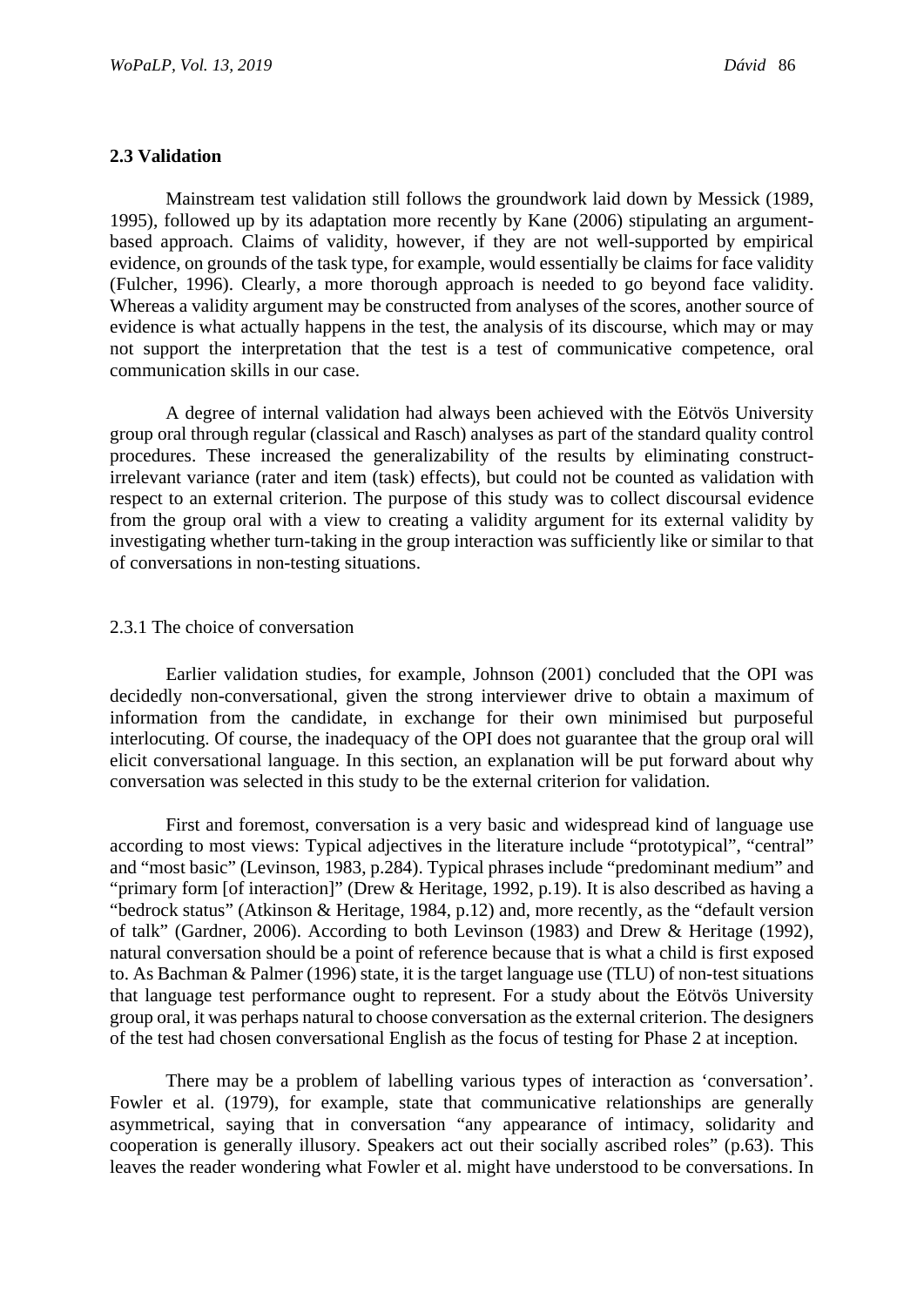### 2.3 Validation

Mainstream test validation still follows the groundwork laid down by Messick (1989, 1995), followed up by its adaptation more recently by Kane (2006) stipulating an argument-based approach. Claims of validity, however, if they are not well-supported by empirical evidence, on grounds of the task type, for example, would essentially be claims for face validity (Fulcher, 1996). Clearly, a more thorough approach is needed to go beyond face validity. Whereas a validity argument may be constructed from analyses of the scores, another source of evidence is what actually happens in the test, the analysis of its discourse, which may or may not support the interpretation that the test is a test of communicative competence, oral communication skills in our case.

A degree of internal validation had always been achieved with the Eötvös University group oral through regular (classical and Rasch) analyses as part of the standard quality control procedures. These increased the generalizability of the results by eliminating construct-irrelevant variance (rater and item (task) effects), but could not be counted as validation with respect to an external criterion. The purpose of this study was to collect discoursal evidence from the group oral with a view to creating a validity argument for its external validity by investigating whether turn-taking in the group interaction was sufficiently like or similar to that of conversations in non-testing situations.

#### 2.3.1 The choice of conversation

Earlier validation studies, for example, Johnson (2001) concluded that the OPI was decidedly non-conversational, given the strong interviewer drive to obtain a maximum of information from the candidate, in exchange for their own minimised but purposeful interlocuting. Of course, the inadequacy of the OPI does not guarantee that the group oral will elicit conversational language. In this section, an explanation will be put forward about why conversation was selected in this study to be the external criterion for validation.

First and foremost, conversation is a very basic and widespread kind of language use according to most views: Typical adjectives in the literature include "prototypical", "central" and "most basic" (Levinson, 1983, p.284). Typical phrases include "predominant medium" and "primary form [of interaction]" (Drew & Heritage, 1992, p.19). It is also described as having a "bedrock status" (Atkinson & Heritage, 1984, p.12) and, more recently, as the "default version of talk" (Gardner, 2006). According to both Levinson (1983) and Drew & Heritage (1992), natural conversation should be a point of reference because that is what a child is first exposed to. As Bachman & Palmer (1996) state, it is the target language use (TLU) of non-test situations that language test performance ought to represent. For a study about the Eötvös University group oral, it was perhaps natural to choose conversation as the external criterion. The designers of the test had chosen conversational English as the focus of testing for Phase 2 at inception.

There may be a problem of labelling various types of interaction as 'conversation'. Fowler et al. (1979), for example, state that communicative relationships are generally asymmetrical, saying that in conversation "any appearance of intimacy, solidarity and cooperation is generally illusory. Speakers act out their socially ascribed roles" (p.63). This leaves the reader wondering what Fowler et al. might have understood to be conversations. In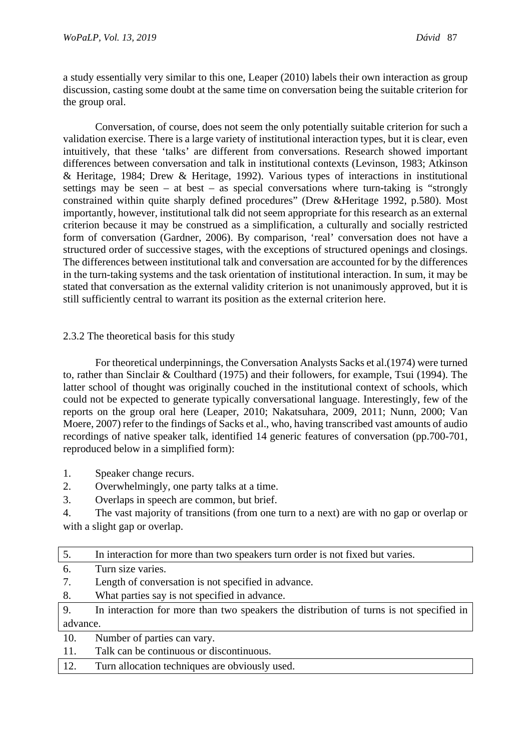a study essentially very similar to this one, Leaper (2010) labels their own interaction as group discussion, casting some doubt at the same time on conversation being the suitable criterion for the group oral.

Conversation, of course, does not seem the only potentially suitable criterion for such a validation exercise. There is a large variety of institutional interaction types, but it is clear, even intuitively, that these 'talks' are different from conversations. Research showed important differences between conversation and talk in institutional contexts (Levinson, 1983; Atkinson & Heritage, 1984; Drew & Heritage, 1992). Various types of interactions in institutional settings may be seen – at best – as special conversations where turn-taking is "strongly constrained within quite sharply defined procedures" (Drew &Heritage 1992, p.580). Most importantly, however, institutional talk did not seem appropriate for this research as an external criterion because it may be construed as a simplification, a culturally and socially restricted form of conversation (Gardner, 2006). By comparison, 'real' conversation does not have a structured order of successive stages, with the exceptions of structured openings and closings. The differences between institutional talk and conversation are accounted for by the differences in the turn-taking systems and the task orientation of institutional interaction. In sum, it may be stated that conversation as the external validity criterion is not unanimously approved, but it is still sufficiently central to warrant its position as the external criterion here.

### 2.3.2 The theoretical basis for this study

For theoretical underpinnings, the Conversation Analysts Sacks et al.(1974) were turned to, rather than Sinclair & Coulthard (1975) and their followers, for example, Tsui (1994). The latter school of thought was originally couched in the institutional context of schools, which could not be expected to generate typically conversational language. Interestingly, few of the reports on the group oral here (Leaper, 2010; Nakatsuhara, 2009, 2011; Nunn, 2000; Van Moere, 2007) refer to the findings of Sacks et al., who, having transcribed vast amounts of audio recordings of native speaker talk, identified 14 generic features of conversation (pp.700-701, reproduced below in a simplified form):

1. Speaker change recurs.
2. Overwhelmingly, one party talks at a time.
3. Overlaps in speech are common, but brief.
4. The vast majority of transitions (from one turn to a next) are with no gap or overlap or with a slight gap or overlap.
5. In interaction for more than two speakers turn order is not fixed but varies.
6. Turn size varies.
7. Length of conversation is not specified in advance.
8. What parties say is not specified in advance.
9. In interaction for more than two speakers the distribution of turns is not specified in advance.
10. Number of parties can vary.
11. Talk can be continuous or discontinuous.
12. Turn allocation techniques are obviously used.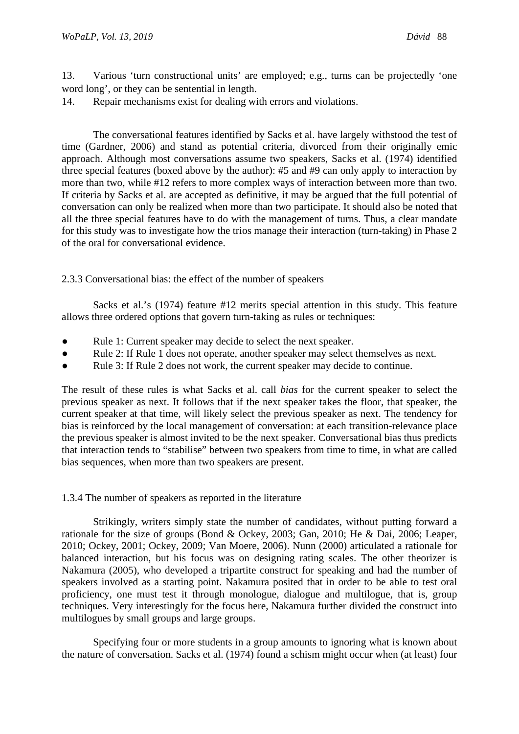13. Various 'turn constructional units' are employed; e.g., turns can be projectedly 'one word long', or they can be sentential in length.
14. Repair mechanisms exist for dealing with errors and violations.

The conversational features identified by Sacks et al. have largely withstood the test of time (Gardner, 2006) and stand as potential criteria, divorced from their originally emic approach. Although most conversations assume two speakers, Sacks et al. (1974) identified three special features (boxed above by the author): #5 and #9 can only apply to interaction by more than two, while #12 refers to more complex ways of interaction between more than two. If criteria by Sacks et al. are accepted as definitive, it may be argued that the full potential of conversation can only be realized when more than two participate. It should also be noted that all the three special features have to do with the management of turns. Thus, a clear mandate for this study was to investigate how the trios manage their interaction (turn-taking) in Phase 2 of the oral for conversational evidence.

### 2.3.3 Conversational bias: the effect of the number of speakers

Sacks et al.'s (1974) feature #12 merits special attention in this study. This feature allows three ordered options that govern turn-taking as rules or techniques:

- Rule 1: Current speaker may decide to select the next speaker.
- Rule 2: If Rule 1 does not operate, another speaker may select themselves as next.
- Rule 3: If Rule 2 does not work, the current speaker may decide to continue.

The result of these rules is what Sacks et al. call *bias* for the current speaker to select the previous speaker as next. It follows that if the next speaker takes the floor, that speaker, the current speaker at that time, will likely select the previous speaker as next. The tendency for bias is reinforced by the local management of conversation: at each transition-relevance place the previous speaker is almost invited to be the next speaker. Conversational bias thus predicts that interaction tends to "stabilise" between two speakers from time to time, in what are called bias sequences, when more than two speakers are present.

### 1.3.4 The number of speakers as reported in the literature

Strikingly, writers simply state the number of candidates, without putting forward a rationale for the size of groups (Bond & Ockey, 2003; Gan, 2010; He & Dai, 2006; Leaper, 2010; Ockey, 2001; Ockey, 2009; Van Moere, 2006). Nunn (2000) articulated a rationale for balanced interaction, but his focus was on designing rating scales. The other theorizer is Nakamura (2005), who developed a tripartite construct for speaking and had the number of speakers involved as a starting point. Nakamura posited that in order to be able to test oral proficiency, one must test it through monologue, dialogue and multilogue, that is, group techniques. Very interestingly for the focus here, Nakamura further divided the construct into multilogues by small groups and large groups.

Specifying four or more students in a group amounts to ignoring what is known about the nature of conversation. Sacks et al. (1974) found a schism might occur when (at least) four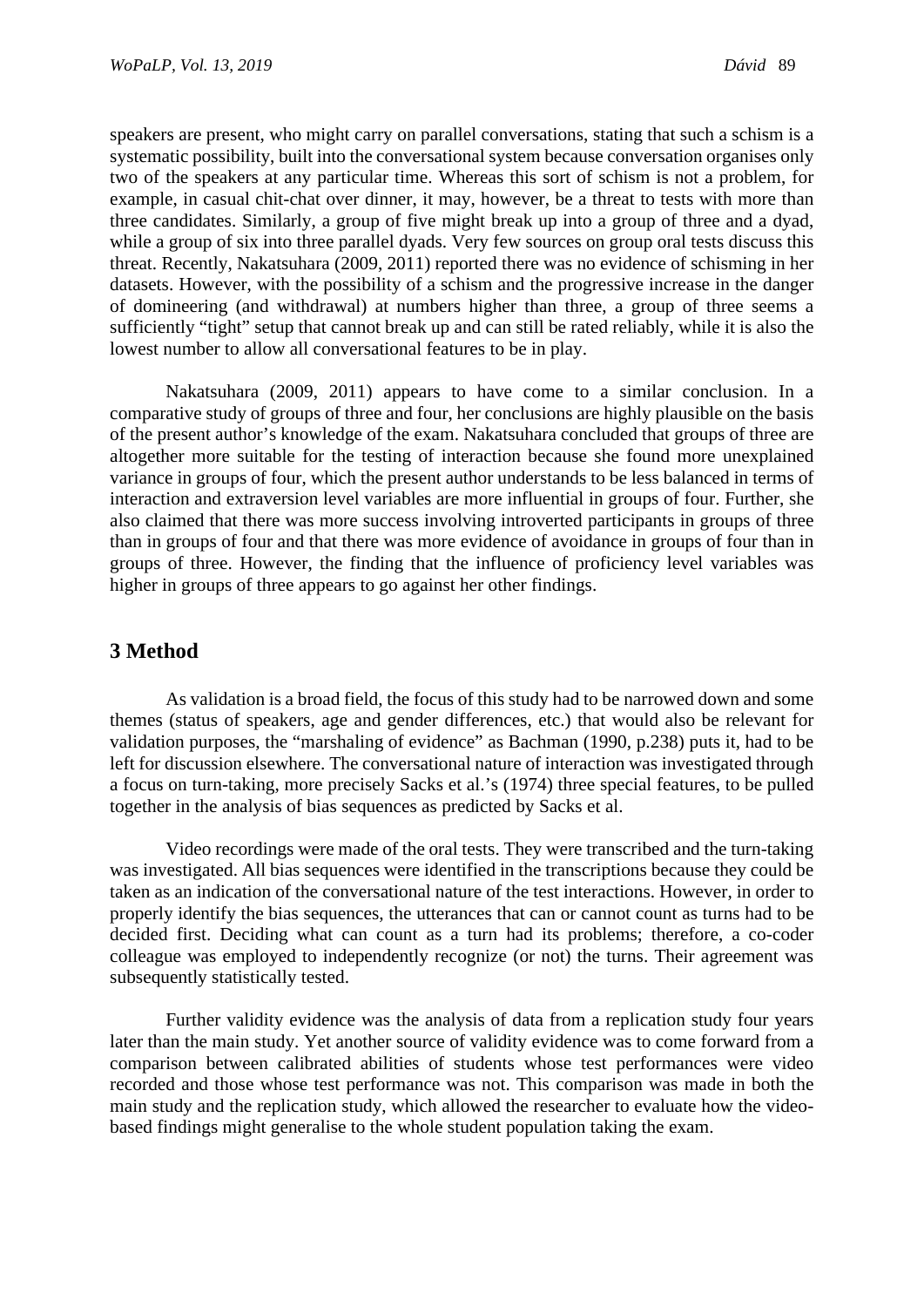speakers are present, who might carry on parallel conversations, stating that such a schism is a systematic possibility, built into the conversational system because conversation organises only two of the speakers at any particular time. Whereas this sort of schism is not a problem, for example, in casual chit-chat over dinner, it may, however, be a threat to tests with more than three candidates. Similarly, a group of five might break up into a group of three and a dyad, while a group of six into three parallel dyads. Very few sources on group oral tests discuss this threat. Recently, Nakatsuhara (2009, 2011) reported there was no evidence of schisming in her datasets. However, with the possibility of a schism and the progressive increase in the danger of domineering (and withdrawal) at numbers higher than three, a group of three seems a sufficiently "tight" setup that cannot break up and can still be rated reliably, while it is also the lowest number to allow all conversational features to be in play.

Nakatsuhara (2009, 2011) appears to have come to a similar conclusion. In a comparative study of groups of three and four, her conclusions are highly plausible on the basis of the present author's knowledge of the exam. Nakatsuhara concluded that groups of three are altogether more suitable for the testing of interaction because she found more unexplained variance in groups of four, which the present author understands to be less balanced in terms of interaction and extraversion level variables are more influential in groups of four. Further, she also claimed that there was more success involving introverted participants in groups of three than in groups of four and that there was more evidence of avoidance in groups of four than in groups of three. However, the finding that the influence of proficiency level variables was higher in groups of three appears to go against her other findings.

## 3 Method

As validation is a broad field, the focus of this study had to be narrowed down and some themes (status of speakers, age and gender differences, etc.) that would also be relevant for validation purposes, the "marshaling of evidence" as Bachman (1990, p.238) puts it, had to be left for discussion elsewhere. The conversational nature of interaction was investigated through a focus on turn-taking, more precisely Sacks et al.'s (1974) three special features, to be pulled together in the analysis of bias sequences as predicted by Sacks et al.

Video recordings were made of the oral tests. They were transcribed and the turn-taking was investigated. All bias sequences were identified in the transcriptions because they could be taken as an indication of the conversational nature of the test interactions. However, in order to properly identify the bias sequences, the utterances that can or cannot count as turns had to be decided first. Deciding what can count as a turn had its problems; therefore, a co-coder colleague was employed to independently recognize (or not) the turns. Their agreement was subsequently statistically tested.

Further validity evidence was the analysis of data from a replication study four years later than the main study. Yet another source of validity evidence was to come forward from a comparison between calibrated abilities of students whose test performances were video recorded and those whose test performance was not. This comparison was made in both the main study and the replication study, which allowed the researcher to evaluate how the video-based findings might generalise to the whole student population taking the exam.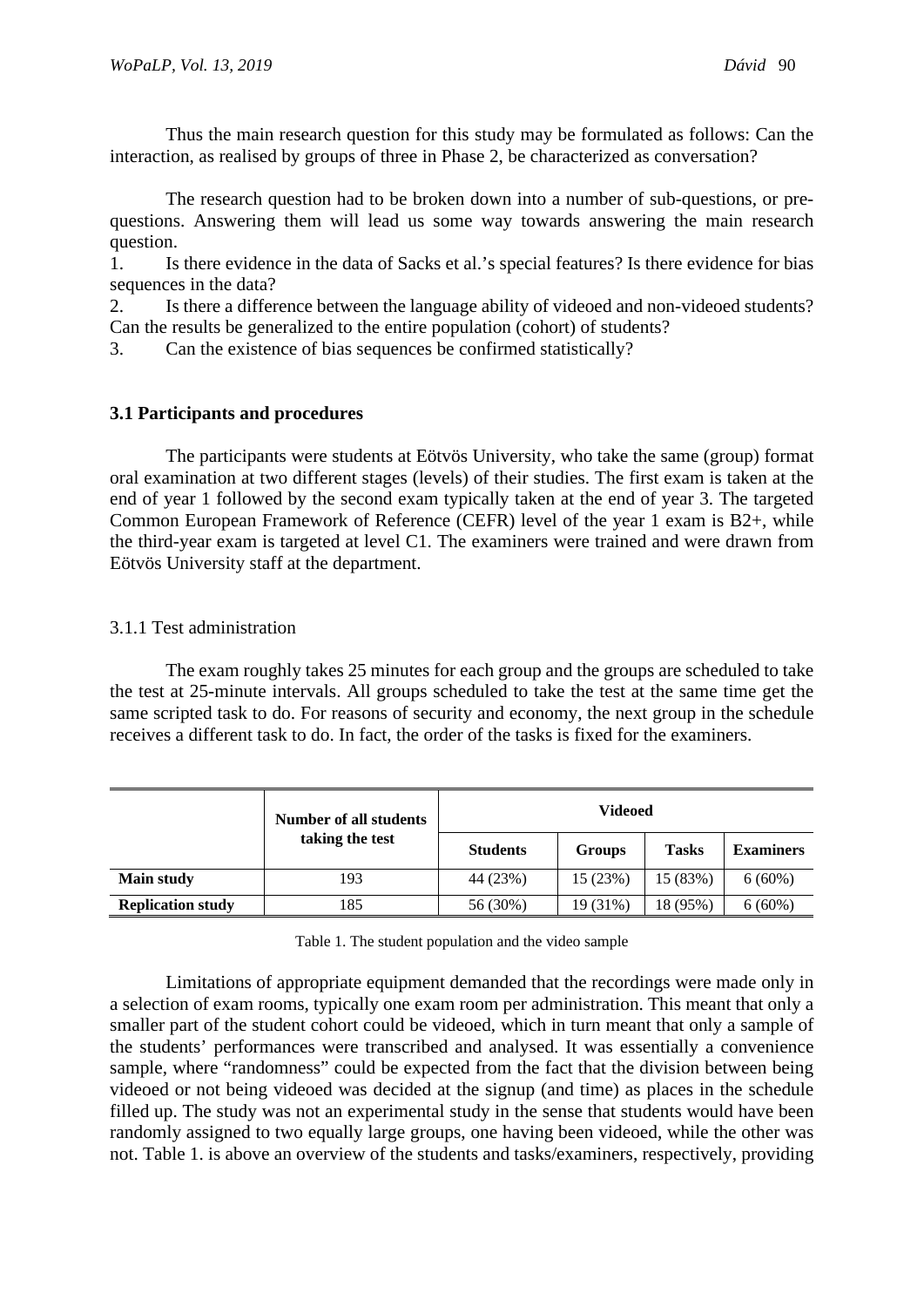Thus the main research question for this study may be formulated as follows: Can the interaction, as realised by groups of three in Phase 2, be characterized as conversation?

The research question had to be broken down into a number of sub-questions, or pre-questions. Answering them will lead us some way towards answering the main research question.

1. Is there evidence in the data of Sacks et al.'s special features? Is there evidence for bias sequences in the data?
2. Is there a difference between the language ability of videoed and non-videoed students? Can the results be generalized to the entire population (cohort) of students?
3. Can the existence of bias sequences be confirmed statistically?

### 3.1 Participants and procedures

The participants were students at Eötvös University, who take the same (group) format oral examination at two different stages (levels) of their studies. The first exam is taken at the end of year 1 followed by the second exam typically taken at the end of year 3. The targeted Common European Framework of Reference (CEFR) level of the year 1 exam is B2+, while the third-year exam is targeted at level C1. The examiners were trained and were drawn from Eötvös University staff at the department.

#### 3.1.1 Test administration

The exam roughly takes 25 minutes for each group and the groups are scheduled to take the test at 25-minute intervals. All groups scheduled to take the test at the same time get the same scripted task to do. For reasons of security and economy, the next group in the schedule receives a different task to do. In fact, the order of the tasks is fixed for the examiners.

| | Number of all students taking the test | Videoed | | | |
|---|---|---|---|---|---|
| | | **Students** | **Groups** | **Tasks** | **Examiners** |
| **Main study** | 193 | 44 (23%) | 15 (23%) | 15 (83%) | 6 (60%) |
| **Replication study** | 185 | 56 (30%) | 19 (31%) | 18 (95%) | 6 (60%) |

Table 1. The student population and the video sample

Limitations of appropriate equipment demanded that the recordings were made only in a selection of exam rooms, typically one exam room per administration. This meant that only a smaller part of the student cohort could be videoed, which in turn meant that only a sample of the students' performances were transcribed and analysed. It was essentially a convenience sample, where "randomness" could be expected from the fact that the division between being videoed or not being videoed was decided at the signup (and time) as places in the schedule filled up. The study was not an experimental study in the sense that students would have been randomly assigned to two equally large groups, one having been videoed, while the other was not. Table 1. is above an overview of the students and tasks/examiners, respectively, providing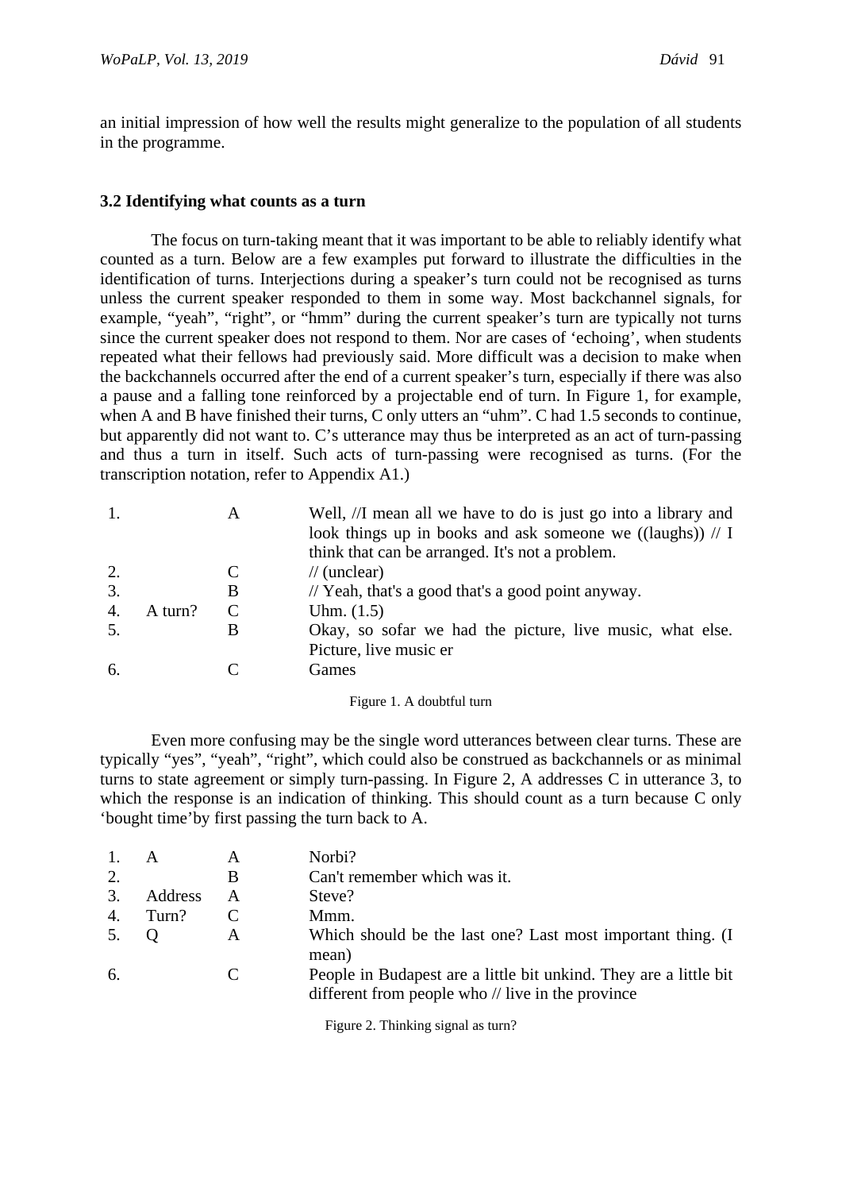an initial impression of how well the results might generalize to the population of all students in the programme.

### 3.2 Identifying what counts as a turn

The focus on turn-taking meant that it was important to be able to reliably identify what counted as a turn. Below are a few examples put forward to illustrate the difficulties in the identification of turns. Interjections during a speaker's turn could not be recognised as turns unless the current speaker responded to them in some way. Most backchannel signals, for example, "yeah", "right", or "hmm" during the current speaker's turn are typically not turns since the current speaker does not respond to them. Nor are cases of 'echoing', when students repeated what their fellows had previously said. More difficult was a decision to make when the backchannels occurred after the end of a current speaker's turn, especially if there was also a pause and a falling tone reinforced by a projectable end of turn. In Figure 1, for example, when A and B have finished their turns, C only utters an "uhm". C had 1.5 seconds to continue, but apparently did not want to. C's utterance may thus be interpreted as an act of turn-passing and thus a turn in itself. Such acts of turn-passing were recognised as turns. (For the transcription notation, refer to Appendix A1.)

| | | | |
|---|---|---|---|
| 1. | | A | Well, //I mean all we have to do is just go into a library and look things up in books and ask someone we ((laughs)) // I think that can be arranged. It's not a problem. |
| 2. | | C | // (unclear) |
| 3. | | B | // Yeah, that's a good that's a good point anyway. |
| 4. | A turn? | C | Uhm. (1.5) |
| 5. | | B | Okay, so sofar we had the picture, live music, what else. Picture, live music er |
| 6. | | C | Games |

Figure 1. A doubtful turn

Even more confusing may be the single word utterances between clear turns. These are typically "yes", "yeah", "right", which could also be construed as backchannels or as minimal turns to state agreement or simply turn-passing. In Figure 2, A addresses C in utterance 3, to which the response is an indication of thinking. This should count as a turn because C only 'bought time'by first passing the turn back to A.

| | | | |
|---|---|---|---|
| 1. | A | A | Norbi? |
| 2. | | B | Can't remember which was it. |
| 3. | Address | A | Steve? |
| 4. | Turn? | C | Mmm. |
| 5. | Q | A | Which should be the last one? Last most important thing. (I mean) |
| 6. | | C | People in Budapest are a little bit unkind. They are a little bit different from people who // live in the province |

Figure 2. Thinking signal as turn?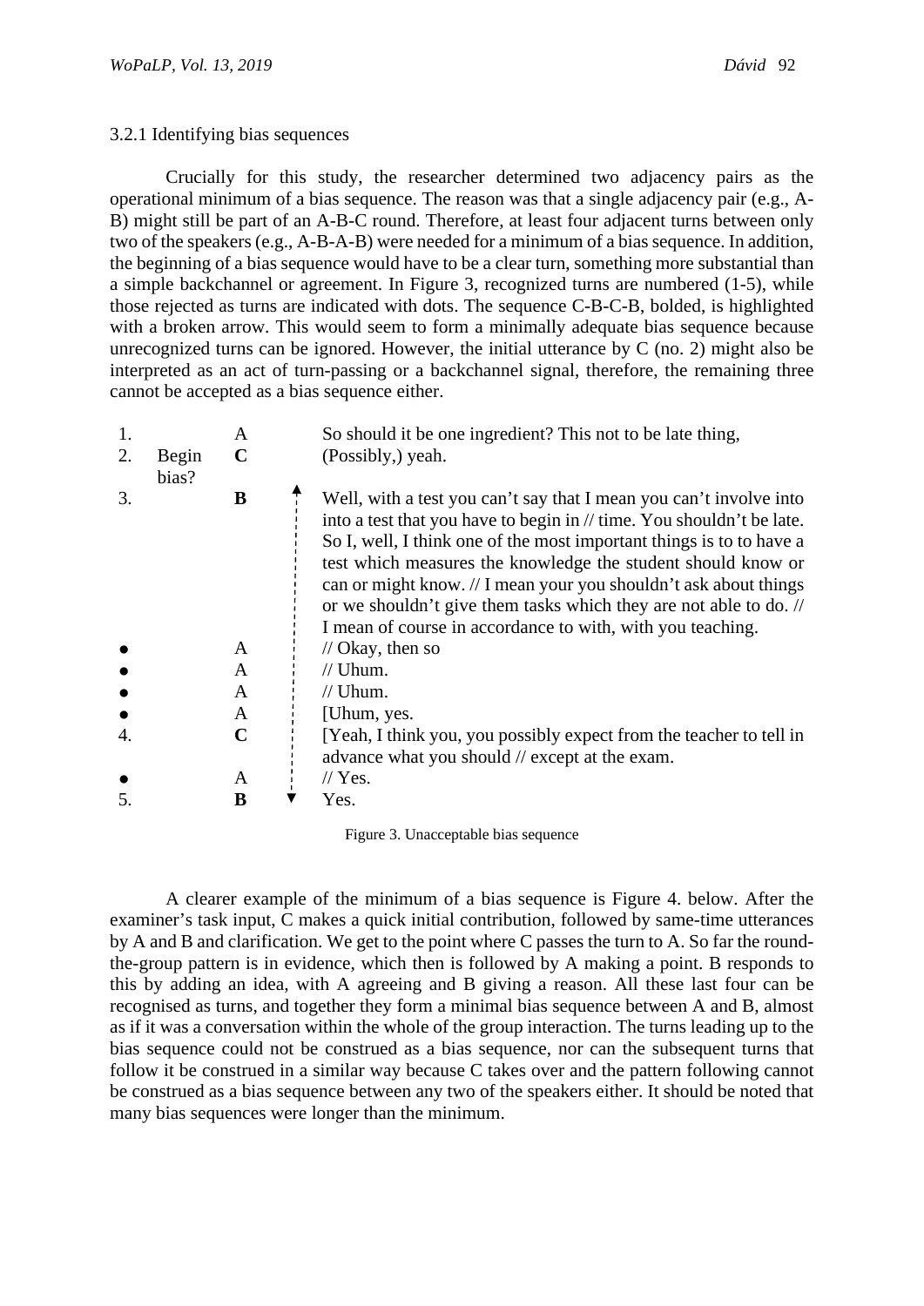### 3.2.1 Identifying bias sequences

Crucially for this study, the researcher determined two adjacency pairs as the operational minimum of a bias sequence. The reason was that a single adjacency pair (e.g., A-B) might still be part of an A-B-C round. Therefore, at least four adjacent turns between only two of the speakers (e.g., A-B-A-B) were needed for a minimum of a bias sequence. In addition, the beginning of a bias sequence would have to be a clear turn, something more substantial than a simple backchannel or agreement. In Figure 3, recognized turns are numbered (1-5), while those rejected as turns are indicated with dots. The sequence C-B-C-B, bolded, is highlighted with a broken arrow. This would seem to form a minimally adequate bias sequence because unrecognized turns can be ignored. However, the initial utterance by C (no. 2) might also be interpreted as an act of turn-passing or a backchannel signal, therefore, the remaining three cannot be accepted as a bias sequence either.

| | | | | |
|---|---|---|---|---|
| 1. | | A | | So should it be one ingredient? This not to be late thing, |
| 2. | Begin bias? | **C** | | (Possibly,) yeah. |
| 3. | | **B** | ↑ | Well, with a test you can't say that I mean you can't involve into into a test that you have to begin in // time. You shouldn't be late. So I, well, I think one of the most important things is to to have a test which measures the knowledge the student should know or can or might know. // I mean your you shouldn't ask about things or we shouldn't give them tasks which they are not able to do. // I mean of course in accordance to with, with you teaching. |
| ● | | A | ¦ | // Okay, then so |
| ● | | A | ¦ | // Uhum. |
| ● | | A | ¦ | // Uhum. |
| ● | | A | ¦ | [Uhum, yes. |
| 4. | | **C** | ¦ | [Yeah, I think you, you possibly expect from the teacher to tell in advance what you should // except at the exam. |
| ● | | A | ¦ | // Yes. |
| 5. | | **B** | ↓ | Yes. |

Figure 3. Unacceptable bias sequence

A clearer example of the minimum of a bias sequence is Figure 4. below. After the examiner's task input, C makes a quick initial contribution, followed by same-time utterances by A and B and clarification. We get to the point where C passes the turn to A. So far the round-the-group pattern is in evidence, which then is followed by A making a point. B responds to this by adding an idea, with A agreeing and B giving a reason. All these last four can be recognised as turns, and together they form a minimal bias sequence between A and B, almost as if it was a conversation within the whole of the group interaction. The turns leading up to the bias sequence could not be construed as a bias sequence, nor can the subsequent turns that follow it be construed in a similar way because C takes over and the pattern following cannot be construed as a bias sequence between any two of the speakers either. It should be noted that many bias sequences were longer than the minimum.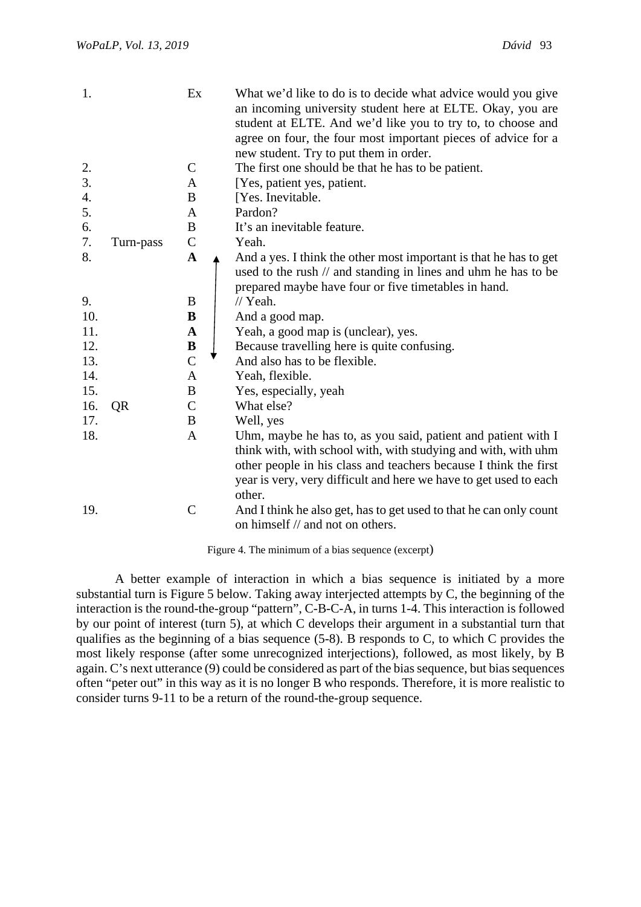| | | | |
|---|---|---|---|
| 1. | | Ex | What we’d like to do is to decide what advice would you give an incoming university student here at ELTE. Okay, you are student at ELTE. And we’d like you to try to, to choose and agree on four, the four most important pieces of advice for a new student. Try to put them in order. |
| 2. | | C | The first one should be that he has to be patient. |
| 3. | | A | [Yes, patient yes, patient. |
| 4. | | B | [Yes. Inevitable. |
| 5. | | A | Pardon? |
| 6. | | B | It’s an inevitable feature. |
| 7. | Turn-pass | C | Yeah. |
| 8. | | **A** | And a yes. I think the other most important is that he has to get used to the rush // and standing in lines and uhm he has to be prepared maybe have four or five timetables in hand. |
| 9. | | B | // Yeah. |
| 10. | | **B** | And a good map. |
| 11. | | **A** | Yeah, a good map is (unclear), yes. |
| 12. | | **B** | Because travelling here is quite confusing. |
| 13. | | C | And also has to be flexible. |
| 14. | | A | Yeah, flexible. |
| 15. | | B | Yes, especially, yeah |
| 16. | QR | C | What else? |
| 17. | | B | Well, yes |
| 18. | | A | Uhm, maybe he has to, as you said, patient and patient with I think with, with school with, with studying and with, with uhm other people in his class and teachers because I think the first year is very, very difficult and here we have to get used to each other. |
| 19. | | C | And I think he also get, has to get used to that he can only count on himself // and not on others. |

Figure 4. The minimum of a bias sequence (excerpt)

A better example of interaction in which a bias sequence is initiated by a more substantial turn is Figure 5 below. Taking away interjected attempts by C, the beginning of the interaction is the round-the-group “pattern”, C-B-C-A, in turns 1-4. This interaction is followed by our point of interest (turn 5), at which C develops their argument in a substantial turn that qualifies as the beginning of a bias sequence (5-8). B responds to C, to which C provides the most likely response (after some unrecognized interjections), followed, as most likely, by B again. C’s next utterance (9) could be considered as part of the bias sequence, but bias sequences often “peter out” in this way as it is no longer B who responds. Therefore, it is more realistic to consider turns 9-11 to be a return of the round-the-group sequence.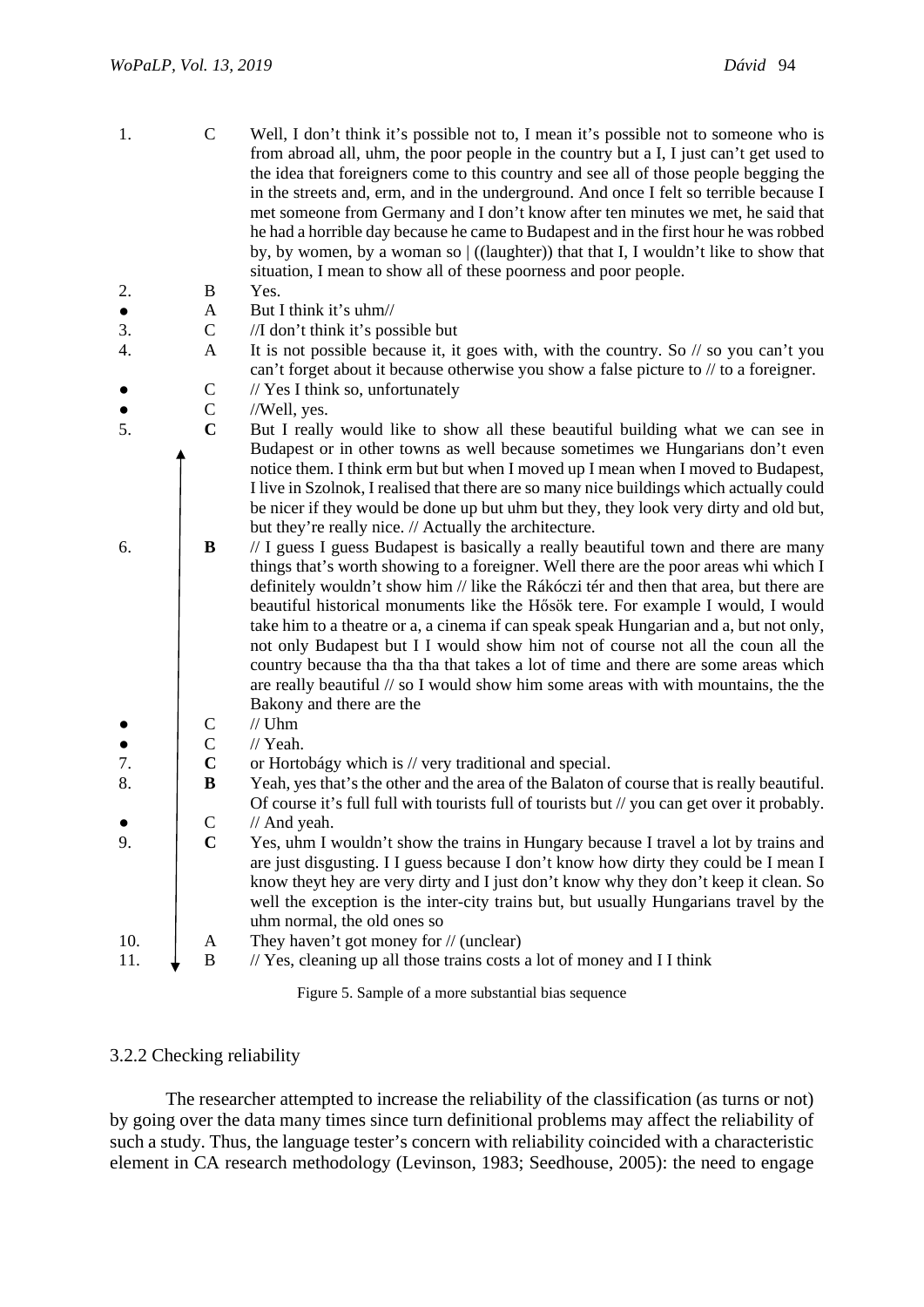| | | |
|---|---|---|
| 1. | C | Well, I don't think it's possible not to, I mean it's possible not to someone who is from abroad all, uhm, the poor people in the country but a I, I just can't get used to the idea that foreigners come to this country and see all of those people begging the in the streets and, erm, and in the underground. And once I felt so terrible because I met someone from Germany and I don't know after ten minutes we met, he said that he had a horrible day because he came to Budapest and in the first hour he was robbed by, by women, by a woman so \| ((laughter)) that that I, I wouldn't like to show that situation, I mean to show all of these poorness and poor people. |
| 2. | B | Yes. |
| ● | A | But I think it's uhm// |
| 3. | C | //I don't think it's possible but |
| 4. | A | It is not possible because it, it goes with, with the country. So // so you can't you can't forget about it because otherwise you show a false picture to // to a foreigner. |
| ● | C | // Yes I think so, unfortunately |
| ● | C | //Well, yes. |
| 5. | **C** | But I really would like to show all these beautiful building what we can see in Budapest or in other towns as well because sometimes we Hungarians don't even notice them. I think erm but but when I moved up I mean when I moved to Budapest, I live in Szolnok, I realised that there are so many nice buildings which actually could be nicer if they would be done up but uhm but they, they look very dirty and old but, but they're really nice. // Actually the architecture. |
| 6. | **B** | // I guess I guess Budapest is basically a really beautiful town and there are many things that's worth showing to a foreigner. Well there are the poor areas whi which I definitely wouldn't show him // like the Rákóczi tér and then that area, but there are beautiful historical monuments like the Hősök tere. For example I would, I would take him to a theatre or a, a cinema if can speak speak Hungarian and a, but not only, not only Budapest but I I would show him not of course not all the coun all the country because tha tha tha that takes a lot of time and there are some areas which are really beautiful // so I would show him some areas with with mountains, the the Bakony and there are the |
| ● | C | // Uhm |
| ● | C | // Yeah. |
| 7. | **C** | or Hortobágy which is // very traditional and special. |
| 8. | **B** | Yeah, yes that's the other and the area of the Balaton of course that is really beautiful. Of course it's full full with tourists full of tourists but // you can get over it probably. |
| ● | C | // And yeah. |
| 9. | **C** | Yes, uhm I wouldn't show the trains in Hungary because I travel a lot by trains and are just disgusting. I I guess because I don't know how dirty they could be I mean I know theyt hey are very dirty and I just don't know why they don't keep it clean. So well the exception is the inter-city trains but, but usually Hungarians travel by the uhm normal, the old ones so |
| 10. | A | They haven't got money for // (unclear) |
| 11. | B | // Yes, cleaning up all those trains costs a lot of money and I I think |

Figure 5. Sample of a more substantial bias sequence

### 3.2.2 Checking reliability

The researcher attempted to increase the reliability of the classification (as turns or not) by going over the data many times since turn definitional problems may affect the reliability of such a study. Thus, the language tester's concern with reliability coincided with a characteristic element in CA research methodology (Levinson, 1983; Seedhouse, 2005): the need to engage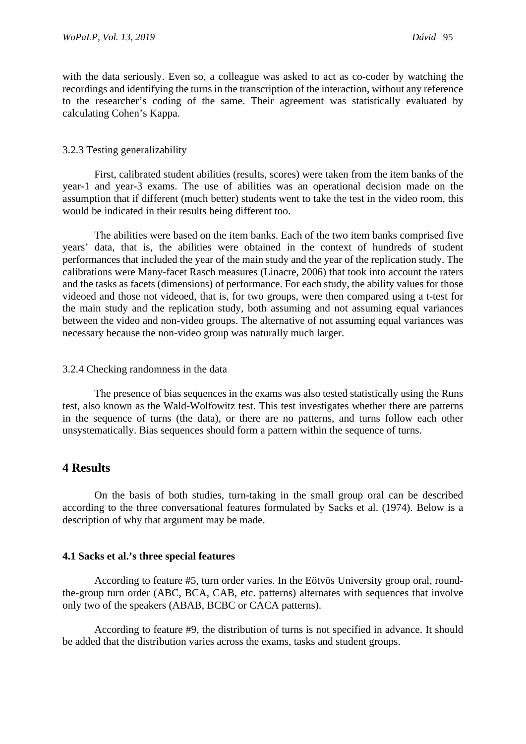with the data seriously. Even so, a colleague was asked to act as co-coder by watching the recordings and identifying the turns in the transcription of the interaction, without any reference to the researcher's coding of the same. Their agreement was statistically evaluated by calculating Cohen's Kappa.

#### 3.2.3 Testing generalizability

First, calibrated student abilities (results, scores) were taken from the item banks of the year-1 and year-3 exams. The use of abilities was an operational decision made on the assumption that if different (much better) students went to take the test in the video room, this would be indicated in their results being different too.

The abilities were based on the item banks. Each of the two item banks comprised five years' data, that is, the abilities were obtained in the context of hundreds of student performances that included the year of the main study and the year of the replication study. The calibrations were Many-facet Rasch measures (Linacre, 2006) that took into account the raters and the tasks as facets (dimensions) of performance. For each study, the ability values for those videoed and those not videoed, that is, for two groups, were then compared using a t-test for the main study and the replication study, both assuming and not assuming equal variances between the video and non-video groups. The alternative of not assuming equal variances was necessary because the non-video group was naturally much larger.

#### 3.2.4 Checking randomness in the data

The presence of bias sequences in the exams was also tested statistically using the Runs test, also known as the Wald-Wolfowitz test. This test investigates whether there are patterns in the sequence of turns (the data), or there are no patterns, and turns follow each other unsystematically. Bias sequences should form a pattern within the sequence of turns.

## 4 Results

On the basis of both studies, turn-taking in the small group oral can be described according to the three conversational features formulated by Sacks et al. (1974). Below is a description of why that argument may be made.

### 4.1 Sacks et al.'s three special features

According to feature #5, turn order varies. In the Eötvös University group oral, round-the-group turn order (ABC, BCA, CAB, etc. patterns) alternates with sequences that involve only two of the speakers (ABAB, BCBC or CACA patterns).

According to feature #9, the distribution of turns is not specified in advance. It should be added that the distribution varies across the exams, tasks and student groups.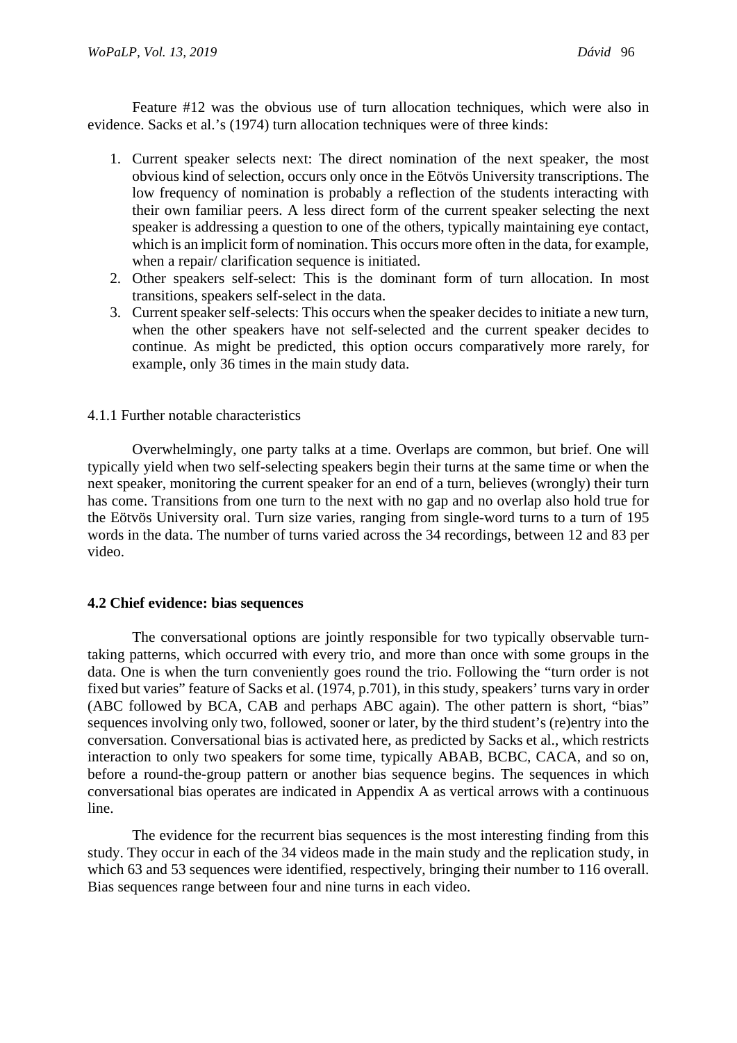Feature #12 was the obvious use of turn allocation techniques, which were also in evidence. Sacks et al.'s (1974) turn allocation techniques were of three kinds:

1. Current speaker selects next: The direct nomination of the next speaker, the most obvious kind of selection, occurs only once in the Eötvös University transcriptions. The low frequency of nomination is probably a reflection of the students interacting with their own familiar peers. A less direct form of the current speaker selecting the next speaker is addressing a question to one of the others, typically maintaining eye contact, which is an implicit form of nomination. This occurs more often in the data, for example, when a repair/ clarification sequence is initiated.
2. Other speakers self-select: This is the dominant form of turn allocation. In most transitions, speakers self-select in the data.
3. Current speaker self-selects: This occurs when the speaker decides to initiate a new turn, when the other speakers have not self-selected and the current speaker decides to continue. As might be predicted, this option occurs comparatively more rarely, for example, only 36 times in the main study data.

4.1.1 Further notable characteristics

Overwhelmingly, one party talks at a time. Overlaps are common, but brief. One will typically yield when two self-selecting speakers begin their turns at the same time or when the next speaker, monitoring the current speaker for an end of a turn, believes (wrongly) their turn has come. Transitions from one turn to the next with no gap and no overlap also hold true for the Eötvös University oral. Turn size varies, ranging from single-word turns to a turn of 195 words in the data. The number of turns varied across the 34 recordings, between 12 and 83 per video.

### 4.2 Chief evidence: bias sequences

The conversational options are jointly responsible for two typically observable turn-taking patterns, which occurred with every trio, and more than once with some groups in the data. One is when the turn conveniently goes round the trio. Following the "turn order is not fixed but varies" feature of Sacks et al. (1974, p.701), in this study, speakers' turns vary in order (ABC followed by BCA, CAB and perhaps ABC again). The other pattern is short, "bias" sequences involving only two, followed, sooner or later, by the third student's (re)entry into the conversation. Conversational bias is activated here, as predicted by Sacks et al., which restricts interaction to only two speakers for some time, typically ABAB, BCBC, CACA, and so on, before a round-the-group pattern or another bias sequence begins. The sequences in which conversational bias operates are indicated in Appendix A as vertical arrows with a continuous line.

The evidence for the recurrent bias sequences is the most interesting finding from this study. They occur in each of the 34 videos made in the main study and the replication study, in which 63 and 53 sequences were identified, respectively, bringing their number to 116 overall. Bias sequences range between four and nine turns in each video.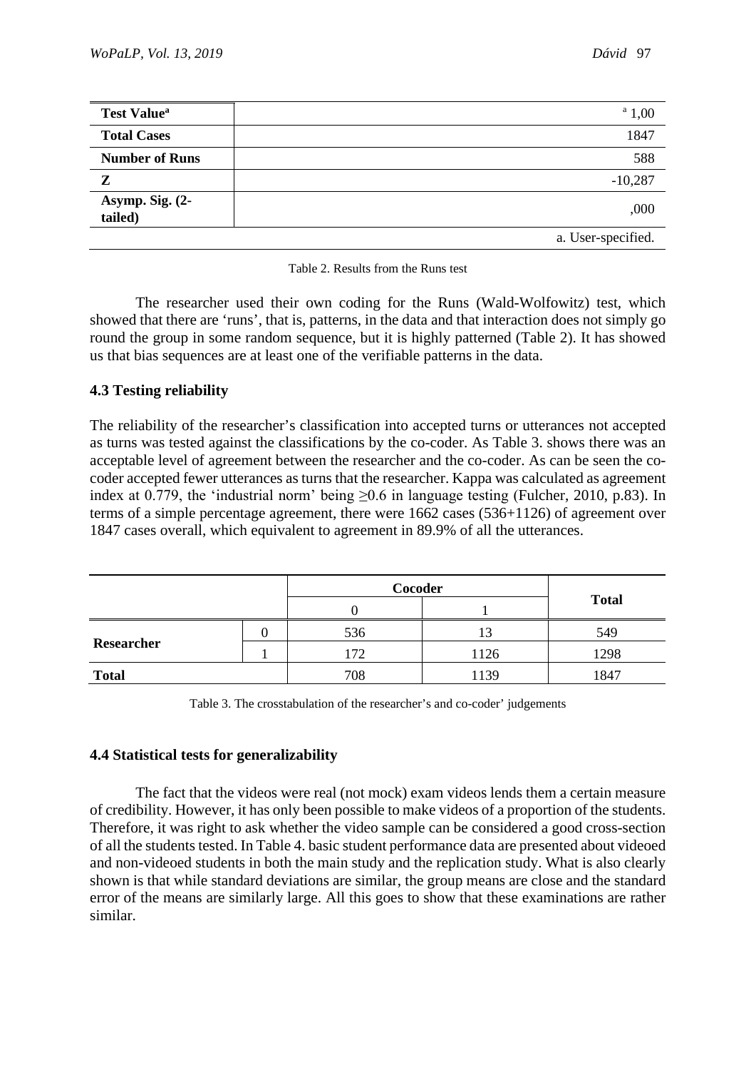| Test Value[a] | [a] 1,00 |
|---|---|
| Total Cases | 1847 |
| Number of Runs | 588 |
| Z | -10,287 |
| Asymp. Sig. (2-tailed) | ,000 |
| | a. User-specified. |

Table 2. Results from the Runs test

The researcher used their own coding for the Runs (Wald-Wolfowitz) test, which showed that there are 'runs', that is, patterns, in the data and that interaction does not simply go round the group in some random sequence, but it is highly patterned (Table 2). It has showed us that bias sequences are at least one of the verifiable patterns in the data.

### 4.3 Testing reliability

The reliability of the researcher's classification into accepted turns or utterances not accepted as turns was tested against the classifications by the co-coder. As Table 3. shows there was an acceptable level of agreement between the researcher and the co-coder. As can be seen the co-coder accepted fewer utterances as turns that the researcher. Kappa was calculated as agreement index at 0.779, the 'industrial norm' being ≥0.6 in language testing (Fulcher, 2010, p.83). In terms of a simple percentage agreement, there were 1662 cases (536+1126) of agreement over 1847 cases overall, which equivalent to agreement in 89.9% of all the utterances.

| | | Cocoder | | Total |
|---|---|---|---|---|
| | | 0 | 1 | |
| Researcher | 0 | 536 | 13 | 549 |
| | 1 | 172 | 1126 | 1298 |
| Total | | 708 | 1139 | 1847 |

Table 3. The crosstabulation of the researcher's and co-coder' judgements

### 4.4 Statistical tests for generalizability

The fact that the videos were real (not mock) exam videos lends them a certain measure of credibility. However, it has only been possible to make videos of a proportion of the students. Therefore, it was right to ask whether the video sample can be considered a good cross-section of all the students tested. In Table 4. basic student performance data are presented about videoed and non-videoed students in both the main study and the replication study. What is also clearly shown is that while standard deviations are similar, the group means are close and the standard error of the means are similarly large. All this goes to show that these examinations are rather similar.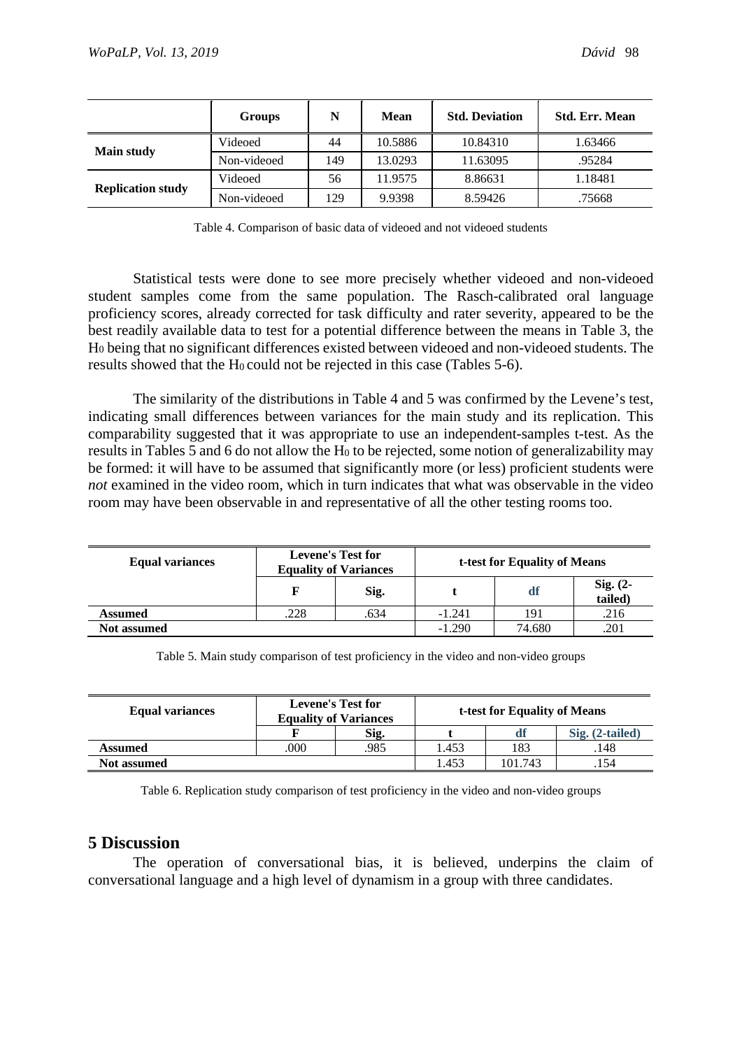| | Groups | N | Mean | Std. Deviation | Std. Err. Mean |
|---|---|---|---|---|---|
| **Main study** | Videoed | 44 | 10.5886 | 10.84310 | 1.63466 |
| | Non-videoed | 149 | 13.0293 | 11.63095 | .95284 |
| **Replication study** | Videoed | 56 | 11.9575 | 8.86631 | 1.18481 |
| | Non-videoed | 129 | 9.9398 | 8.59426 | .75668 |

Table 4. Comparison of basic data of videoed and not videoed students

Statistical tests were done to see more precisely whether videoed and non-videoed student samples come from the same population. The Rasch-calibrated oral language proficiency scores, already corrected for task difficulty and rater severity, appeared to be the best readily available data to test for a potential difference between the means in Table 3, the $H_0$ being that no significant differences existed between videoed and non-videoed students. The results showed that the $H_0$ could not be rejected in this case (Tables 5-6).

The similarity of the distributions in Table 4 and 5 was confirmed by the Levene's test, indicating small differences between variances for the main study and its replication. This comparability suggested that it was appropriate to use an independent-samples t-test. As the results in Tables 5 and 6 do not allow the $H_0$ to be rejected, some notion of generalizability may be formed: it will have to be assumed that significantly more (or less) proficient students were *not* examined in the video room, which in turn indicates that what was observable in the video room may have been observable in and representative of all the other testing rooms too.

| Equal variances | Levene's Test for Equality of Variances | | t-test for Equality of Means | | |
|---|---|---|---|---|---|
| | F | Sig. | t | df | Sig. (2-tailed) |
| **Assumed** | .228 | .634 | -1.241 | 191 | .216 |
| **Not assumed** | | | -1.290 | 74.680 | .201 |

Table 5. Main study comparison of test proficiency in the video and non-video groups

| Equal variances | Levene's Test for Equality of Variances | | t-test for Equality of Means | | |
|---|---|---|---|---|---|
| | F | Sig. | t | df | Sig. (2-tailed) |
| **Assumed** | .000 | .985 | 1.453 | 183 | .148 |
| **Not assumed** | | | 1.453 | 101.743 | .154 |

Table 6. Replication study comparison of test proficiency in the video and non-video groups

## 5 Discussion

The operation of conversational bias, it is believed, underpins the claim of conversational language and a high level of dynamism in a group with three candidates.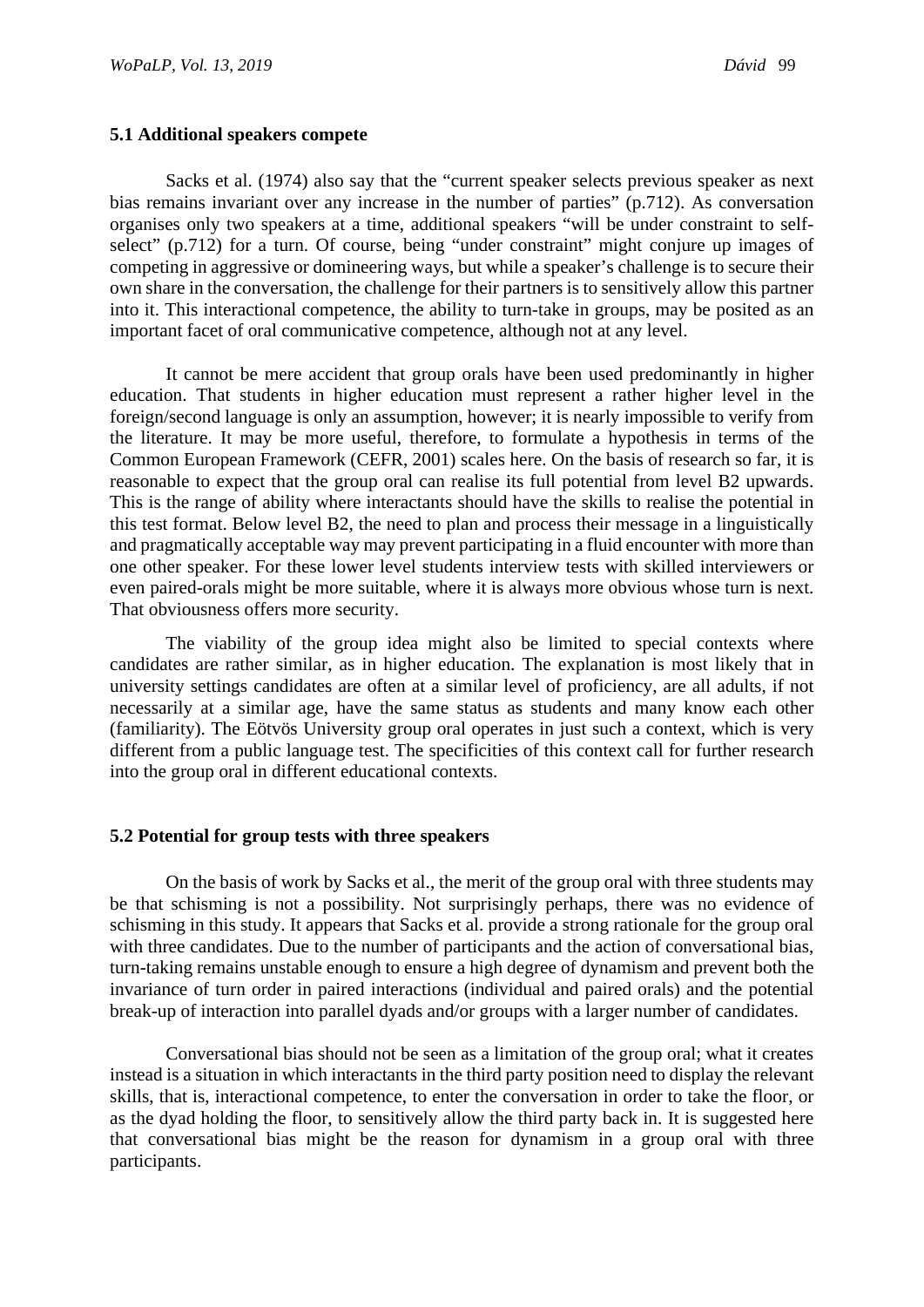### 5.1 Additional speakers compete

Sacks et al. (1974) also say that the "current speaker selects previous speaker as next bias remains invariant over any increase in the number of parties" (p.712). As conversation organises only two speakers at a time, additional speakers "will be under constraint to self-select" (p.712) for a turn. Of course, being "under constraint" might conjure up images of competing in aggressive or domineering ways, but while a speaker's challenge is to secure their own share in the conversation, the challenge for their partners is to sensitively allow this partner into it. This interactional competence, the ability to turn-take in groups, may be posited as an important facet of oral communicative competence, although not at any level.

It cannot be mere accident that group orals have been used predominantly in higher education. That students in higher education must represent a rather higher level in the foreign/second language is only an assumption, however; it is nearly impossible to verify from the literature. It may be more useful, therefore, to formulate a hypothesis in terms of the Common European Framework (CEFR, 2001) scales here. On the basis of research so far, it is reasonable to expect that the group oral can realise its full potential from level B2 upwards. This is the range of ability where interactants should have the skills to realise the potential in this test format. Below level B2, the need to plan and process their message in a linguistically and pragmatically acceptable way may prevent participating in a fluid encounter with more than one other speaker. For these lower level students interview tests with skilled interviewers or even paired-orals might be more suitable, where it is always more obvious whose turn is next. That obviousness offers more security.

The viability of the group idea might also be limited to special contexts where candidates are rather similar, as in higher education. The explanation is most likely that in university settings candidates are often at a similar level of proficiency, are all adults, if not necessarily at a similar age, have the same status as students and many know each other (familiarity). The Eötvös University group oral operates in just such a context, which is very different from a public language test. The specificities of this context call for further research into the group oral in different educational contexts.

### 5.2 Potential for group tests with three speakers

On the basis of work by Sacks et al., the merit of the group oral with three students may be that schisming is not a possibility. Not surprisingly perhaps, there was no evidence of schisming in this study. It appears that Sacks et al. provide a strong rationale for the group oral with three candidates. Due to the number of participants and the action of conversational bias, turn-taking remains unstable enough to ensure a high degree of dynamism and prevent both the invariance of turn order in paired interactions (individual and paired orals) and the potential break-up of interaction into parallel dyads and/or groups with a larger number of candidates.

Conversational bias should not be seen as a limitation of the group oral; what it creates instead is a situation in which interactants in the third party position need to display the relevant skills, that is, interactional competence, to enter the conversation in order to take the floor, or as the dyad holding the floor, to sensitively allow the third party back in. It is suggested here that conversational bias might be the reason for dynamism in a group oral with three participants.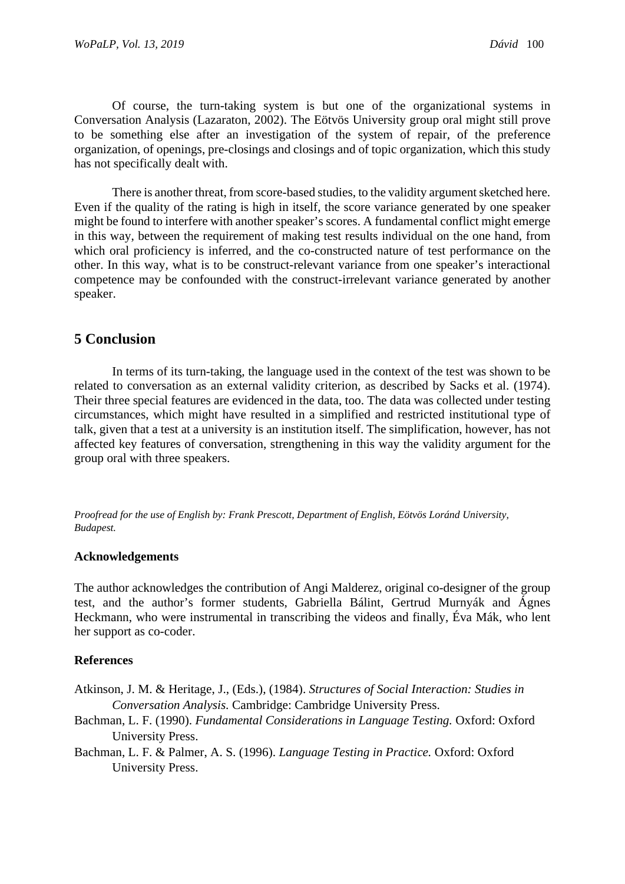Of course, the turn-taking system is but one of the organizational systems in Conversation Analysis (Lazaraton, 2002). The Eötvös University group oral might still prove to be something else after an investigation of the system of repair, of the preference organization, of openings, pre-closings and closings and of topic organization, which this study has not specifically dealt with.

There is another threat, from score-based studies, to the validity argument sketched here. Even if the quality of the rating is high in itself, the score variance generated by one speaker might be found to interfere with another speaker's scores. A fundamental conflict might emerge in this way, between the requirement of making test results individual on the one hand, from which oral proficiency is inferred, and the co-constructed nature of test performance on the other. In this way, what is to be construct-relevant variance from one speaker's interactional competence may be confounded with the construct-irrelevant variance generated by another speaker.

## 5 Conclusion

In terms of its turn-taking, the language used in the context of the test was shown to be related to conversation as an external validity criterion, as described by Sacks et al. (1974). Their three special features are evidenced in the data, too. The data was collected under testing circumstances, which might have resulted in a simplified and restricted institutional type of talk, given that a test at a university is an institution itself. The simplification, however, has not affected key features of conversation, strengthening in this way the validity argument for the group oral with three speakers.

*Proofread for the use of English by: Frank Prescott, Department of English, Eötvös Loránd University, Budapest.*

### Acknowledgements

The author acknowledges the contribution of Angi Malderez, original co-designer of the group test, and the author's former students, Gabriella Bálint, Gertrud Murnyák and Ágnes Heckmann, who were instrumental in transcribing the videos and finally, Éva Mák, who lent her support as co-coder.

### References

Atkinson, J. M. & Heritage, J., (Eds.), (1984). *Structures of Social Interaction: Studies in Conversation Analysis.* Cambridge: Cambridge University Press.

Bachman, L. F. (1990). *Fundamental Considerations in Language Testing.* Oxford: Oxford University Press.

Bachman, L. F. & Palmer, A. S. (1996). *Language Testing in Practice.* Oxford: Oxford University Press.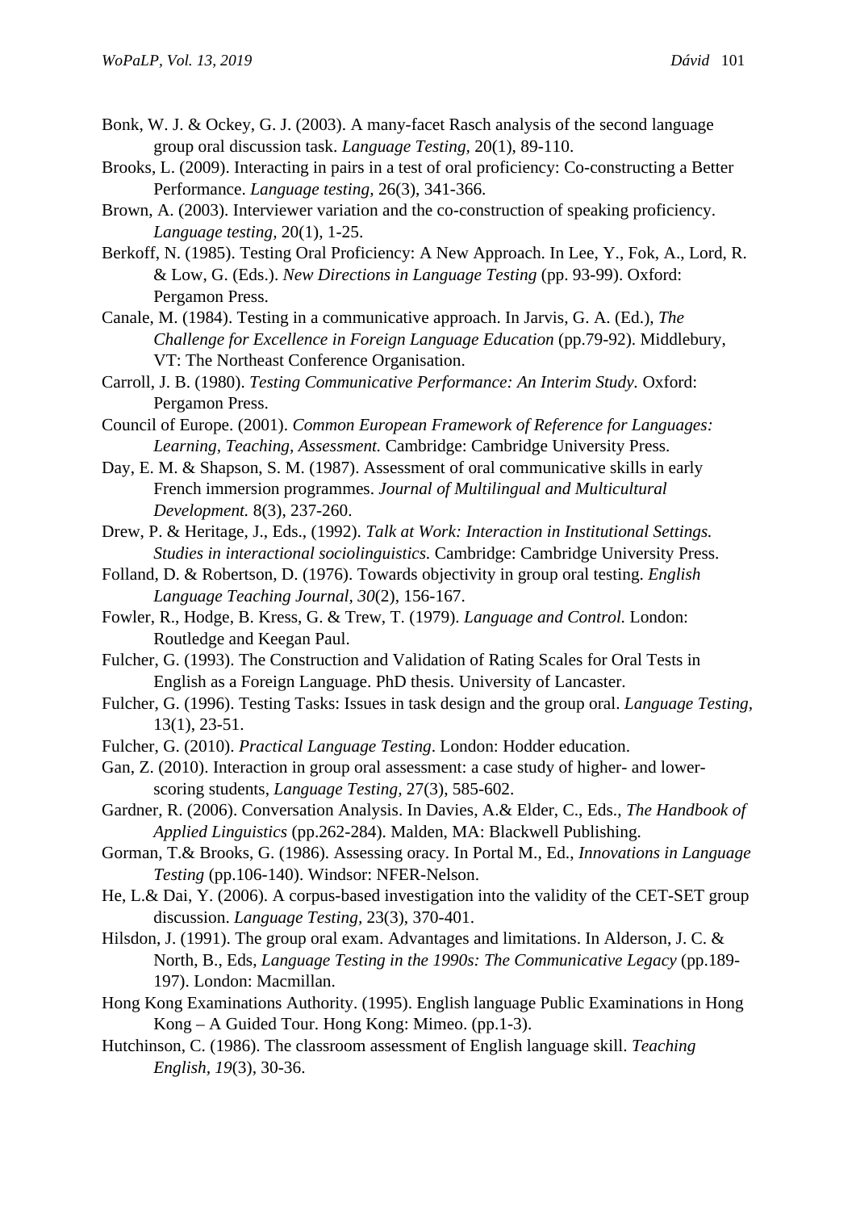Bonk, W. J. & Ockey, G. J. (2003). A many-facet Rasch analysis of the second language group oral discussion task. *Language Testing,* 20(1), 89-110.

Brooks, L. (2009). Interacting in pairs in a test of oral proficiency: Co-constructing a Better Performance. *Language testing*, 26(3), 341-366.

Brown, A. (2003). Interviewer variation and the co-construction of speaking proficiency. *Language testing,* 20(1), 1-25.

Berkoff, N. (1985). Testing Oral Proficiency: A New Approach. In Lee, Y., Fok, A., Lord, R. & Low, G. (Eds.). *New Directions in Language Testing* (pp. 93-99). Oxford: Pergamon Press.

Canale, M. (1984). Testing in a communicative approach. In Jarvis, G. A. (Ed.), *The Challenge for Excellence in Foreign Language Education* (pp.79-92). Middlebury, VT: The Northeast Conference Organisation.

Carroll, J. B. (1980). *Testing Communicative Performance: An Interim Study.* Oxford: Pergamon Press.

Council of Europe. (2001). *Common European Framework of Reference for Languages: Learning, Teaching, Assessment.* Cambridge: Cambridge University Press.

Day, E. M. & Shapson, S. M. (1987). Assessment of oral communicative skills in early French immersion programmes. *Journal of Multilingual and Multicultural Development.* 8(3), 237-260.

Drew, P. & Heritage, J., Eds., (1992). *Talk at Work: Interaction in Institutional Settings. Studies in interactional sociolinguistics.* Cambridge: Cambridge University Press.

Folland, D. & Robertson, D. (1976). Towards objectivity in group oral testing. *English Language Teaching Journal, 30*(2), 156-167.

Fowler, R., Hodge, B. Kress, G. & Trew, T. (1979). *Language and Control.* London: Routledge and Keegan Paul.

Fulcher, G. (1993). The Construction and Validation of Rating Scales for Oral Tests in English as a Foreign Language. PhD thesis. University of Lancaster.

Fulcher, G. (1996). Testing Tasks: Issues in task design and the group oral. *Language Testing,* 13(1), 23-51.

Fulcher, G. (2010). *Practical Language Testing*. London: Hodder education.

Gan, Z. (2010). Interaction in group oral assessment: a case study of higher- and lower-scoring students, *Language Testing,* 27(3), 585-602.

Gardner, R. (2006). Conversation Analysis. In Davies, A.& Elder, C., Eds., *The Handbook of Applied Linguistics* (pp.262-284). Malden, MA: Blackwell Publishing.

Gorman, T.& Brooks, G. (1986). Assessing oracy. In Portal M., Ed., *Innovations in Language Testing* (pp.106-140). Windsor: NFER-Nelson.

He, L.& Dai, Y. (2006). A corpus-based investigation into the validity of the CET-SET group discussion. *Language Testing,* 23(3), 370-401.

Hilsdon, J. (1991). The group oral exam. Advantages and limitations. In Alderson, J. C. & North, B., Eds, *Language Testing in the 1990s: The Communicative Legacy* (pp.189-197). London: Macmillan.

Hong Kong Examinations Authority. (1995). English language Public Examinations in Hong Kong – A Guided Tour. Hong Kong: Mimeo. (pp.1-3).

Hutchinson, C. (1986). The classroom assessment of English language skill. *Teaching English, 19*(3), 30-36.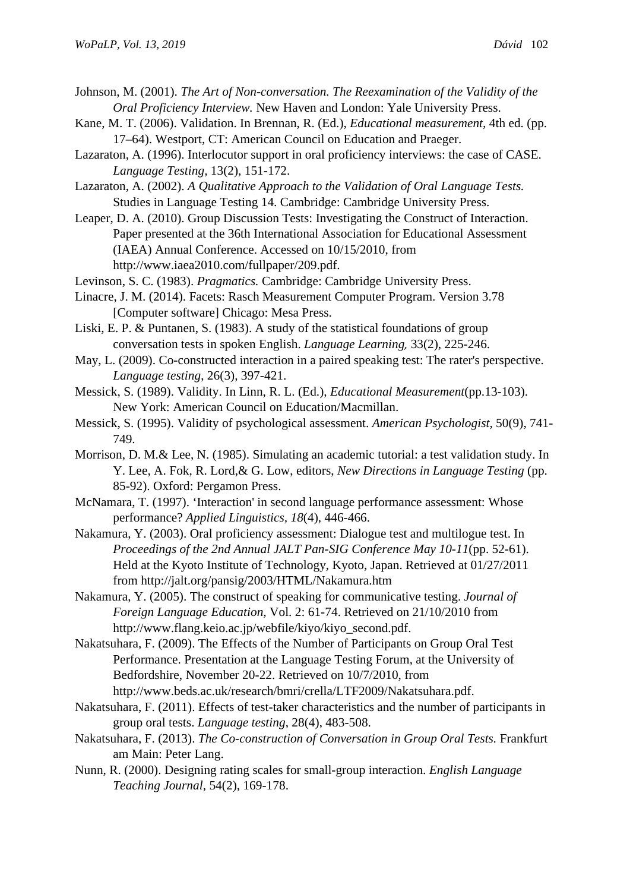Johnson, M. (2001). *The Art of Non-conversation. The Reexamination of the Validity of the Oral Proficiency Interview.* New Haven and London: Yale University Press.

Kane, M. T. (2006). Validation. In Brennan, R. (Ed.), *Educational measurement*, 4th ed. (pp. 17–64). Westport, CT: American Council on Education and Praeger.

Lazaraton, A. (1996). Interlocutor support in oral proficiency interviews: the case of CASE. *Language Testing*, 13(2), 151-172.

Lazaraton, A. (2002). *A Qualitative Approach to the Validation of Oral Language Tests.* Studies in Language Testing 14. Cambridge: Cambridge University Press.

Leaper, D. A. (2010). Group Discussion Tests: Investigating the Construct of Interaction. Paper presented at the 36th International Association for Educational Assessment (IAEA) Annual Conference. Accessed on 10/15/2010, from http://www.iaea2010.com/fullpaper/209.pdf.

Levinson, S. C. (1983). *Pragmatics.* Cambridge: Cambridge University Press.

Linacre, J. M. (2014). Facets: Rasch Measurement Computer Program. Version 3.78 [Computer software] Chicago: Mesa Press.

Liski, E. P. & Puntanen, S. (1983). A study of the statistical foundations of group conversation tests in spoken English. *Language Learning,* 33(2), 225-246.

May, L. (2009). Co-constructed interaction in a paired speaking test: The rater's perspective. *Language testing*, 26(3), 397-421.

Messick, S. (1989). Validity. In Linn, R. L. (Ed.), *Educational Measurement*(pp.13-103). New York: American Council on Education/Macmillan.

Messick, S. (1995). Validity of psychological assessment. *American Psychologist,* 50(9), 741-749.

Morrison, D. M.& Lee, N. (1985). Simulating an academic tutorial: a test validation study. In Y. Lee, A. Fok, R. Lord,& G. Low, editors, *New Directions in Language Testing* (pp. 85-92). Oxford: Pergamon Press.

McNamara, T. (1997). 'Interaction' in second language performance assessment: Whose performance? *Applied Linguistics*, *18*(4), 446-466.

Nakamura, Y. (2003). Oral proficiency assessment: Dialogue test and multilogue test. In *Proceedings of the 2nd Annual JALT Pan-SIG Conference May 10-11*(pp. 52-61). Held at the Kyoto Institute of Technology, Kyoto, Japan. Retrieved at 01/27/2011 from http://jalt.org/pansig/2003/HTML/Nakamura.htm

Nakamura, Y. (2005). The construct of speaking for communicative testing. *Journal of Foreign Language Education*, Vol. 2: 61-74. Retrieved on 21/10/2010 from http://www.flang.keio.ac.jp/webfile/kiyo/kiyo_second.pdf.

Nakatsuhara, F. (2009). The Effects of the Number of Participants on Group Oral Test Performance. Presentation at the Language Testing Forum, at the University of Bedfordshire, November 20-22. Retrieved on 10/7/2010, from http://www.beds.ac.uk/research/bmri/crella/LTF2009/Nakatsuhara.pdf.

Nakatsuhara, F. (2011). Effects of test-taker characteristics and the number of participants in group oral tests. *Language testing*, 28(4), 483-508.

Nakatsuhara, F. (2013). *The Co-construction of Conversation in Group Oral Tests.* Frankfurt am Main: Peter Lang.

Nunn, R. (2000). Designing rating scales for small-group interaction. *English Language Teaching Journal*, 54(2), 169-178.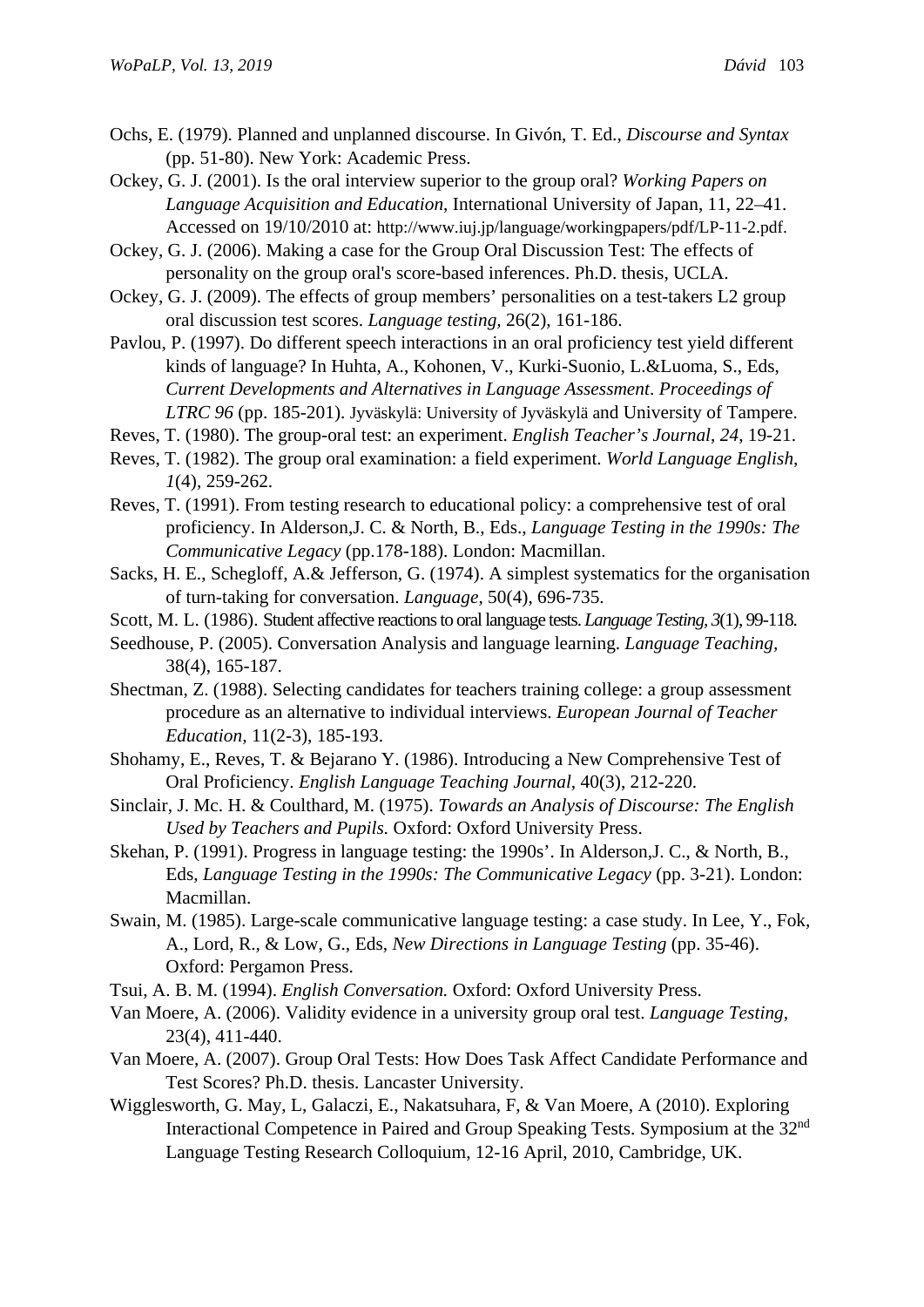Ochs, E. (1979). Planned and unplanned discourse. In Givón, T. Ed., *Discourse and Syntax* (pp. 51-80). New York: Academic Press.

Ockey, G. J. (2001). Is the oral interview superior to the group oral? *Working Papers on Language Acquisition and Education*, International University of Japan, 11, 22–41. Accessed on 19/10/2010 at: http://www.iuj.jp/language/workingpapers/pdf/LP-11-2.pdf.

Ockey, G. J. (2006). Making a case for the Group Oral Discussion Test: The effects of personality on the group oral's score-based inferences. Ph.D. thesis, UCLA.

Ockey, G. J. (2009). The effects of group members' personalities on a test-takers L2 group oral discussion test scores. *Language testing*, 26(2), 161-186.

Pavlou, P. (1997). Do different speech interactions in an oral proficiency test yield different kinds of language? In Huhta, A., Kohonen, V., Kurki-Suonio, L.&Luoma, S., Eds, *Current Developments and Alternatives in Language Assessment*. *Proceedings of LTRC 96* (pp. 185-201). Jyväskylä: University of Jyväskylä and University of Tampere.

Reves, T. (1980). The group-oral test: an experiment. *English Teacher's Journal*, *24*, 19-21.

Reves, T. (1982). The group oral examination: a field experiment. *World Language English, 1*(4), 259-262.

Reves, T. (1991). From testing research to educational policy: a comprehensive test of oral proficiency. In Alderson,J. C. & North, B., Eds., *Language Testing in the 1990s: The Communicative Legacy* (pp.178-188). London: Macmillan.

Sacks, H. E., Schegloff, A.& Jefferson, G. (1974). A simplest systematics for the organisation of turn-taking for conversation. *Language,* 50(4), 696-735.

Scott, M. L. (1986). Student affective reactions to oral language tests. *Language Testing*, *3*(1), 99-118.

Seedhouse, P. (2005). Conversation Analysis and language learning. *Language Teaching,* 38(4), 165-187.

Shectman, Z. (1988). Selecting candidates for teachers training college: a group assessment procedure as an alternative to individual interviews. *European Journal of Teacher Education,* 11(2-3), 185-193.

Shohamy, E., Reves, T. & Bejarano Y. (1986). Introducing a New Comprehensive Test of Oral Proficiency. *English Language Teaching Journal,* 40(3), 212-220.

Sinclair, J. Mc. H. & Coulthard, M. (1975). *Towards an Analysis of Discourse: The English Used by Teachers and Pupils.* Oxford: Oxford University Press.

Skehan, P. (1991). Progress in language testing: the 1990s'. In Alderson,J. C., & North, B., Eds, *Language Testing in the 1990s: The Communicative Legacy* (pp. 3-21). London: Macmillan.

Swain, M. (1985). Large-scale communicative language testing: a case study. In Lee, Y., Fok, A., Lord, R., & Low, G., Eds, *New Directions in Language Testing* (pp. 35-46). Oxford: Pergamon Press.

Tsui, A. B. M. (1994). *English Conversation.* Oxford: Oxford University Press.

Van Moere, A. (2006). Validity evidence in a university group oral test. *Language Testing,* 23(4), 411-440.

Van Moere, A. (2007). Group Oral Tests: How Does Task Affect Candidate Performance and Test Scores? Ph.D. thesis. Lancaster University.

Wigglesworth, G. May, L, Galaczi, E., Nakatsuhara, F, & Van Moere, A (2010). Exploring Interactional Competence in Paired and Group Speaking Tests. Symposium at the 32nd Language Testing Research Colloquium, 12-16 April, 2010, Cambridge, UK.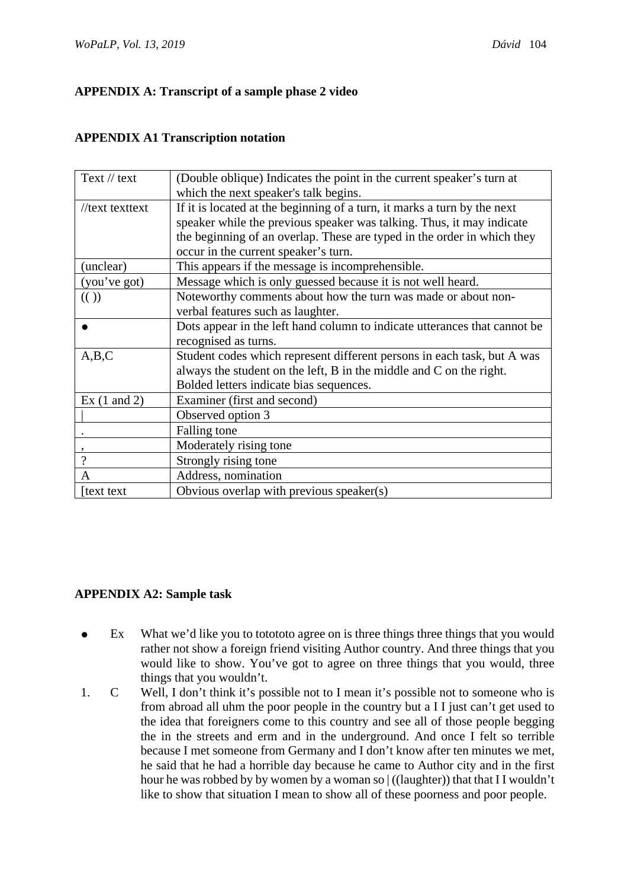## APPENDIX A: Transcript of a sample phase 2 video

### APPENDIX A1 Transcription notation

| | |
|---|---|
| Text // text | (Double oblique) Indicates the point in the current speaker's turn at which the next speaker's talk begins. |
| //text texttext | If it is located at the beginning of a turn, it marks a turn by the next speaker while the previous speaker was talking. Thus, it may indicate the beginning of an overlap. These are typed in the order in which they occur in the current speaker's turn. |
| (unclear) | This appears if the message is incomprehensible. |
| (you've got) | Message which is only guessed because it is not well heard. |
| (( )) | Noteworthy comments about how the turn was made or about non-verbal features such as laughter. |
| ● | Dots appear in the left hand column to indicate utterances that cannot be recognised as turns. |
| A,B,C | Student codes which represent different persons in each task, but A was always the student on the left, B in the middle and C on the right. Bolded letters indicate bias sequences. |
| Ex (1 and 2) | Examiner (first and second) |
| \| | Observed option 3 |
| . | Falling tone |
| , | Moderately rising tone |
| ? | Strongly rising tone |
| A | Address, nomination |
| [text text | Obvious overlap with previous speaker(s) |

### APPENDIX A2: Sample task

- ● Ex What we'd like you to tototototo agree on is three things three things that you would rather not show a foreign friend visiting Author country. And three things that you would like to show. You've got to agree on three things that you would, three things that you wouldn't.

1. C Well, I don't think it's possible not to I mean it's possible not to someone who is from abroad all uhm the poor people in the country but a I I just can't get used to the idea that foreigners come to this country and see all of those people begging the in the streets and erm and in the underground. And once I felt so terrible because I met someone from Germany and I don't know after ten minutes we met, he said that he had a horrible day because he came to Author city and in the first hour he was robbed by by women by a woman so | ((laughter)) that that I I wouldn't like to show that situation I mean to show all of these poorness and poor people.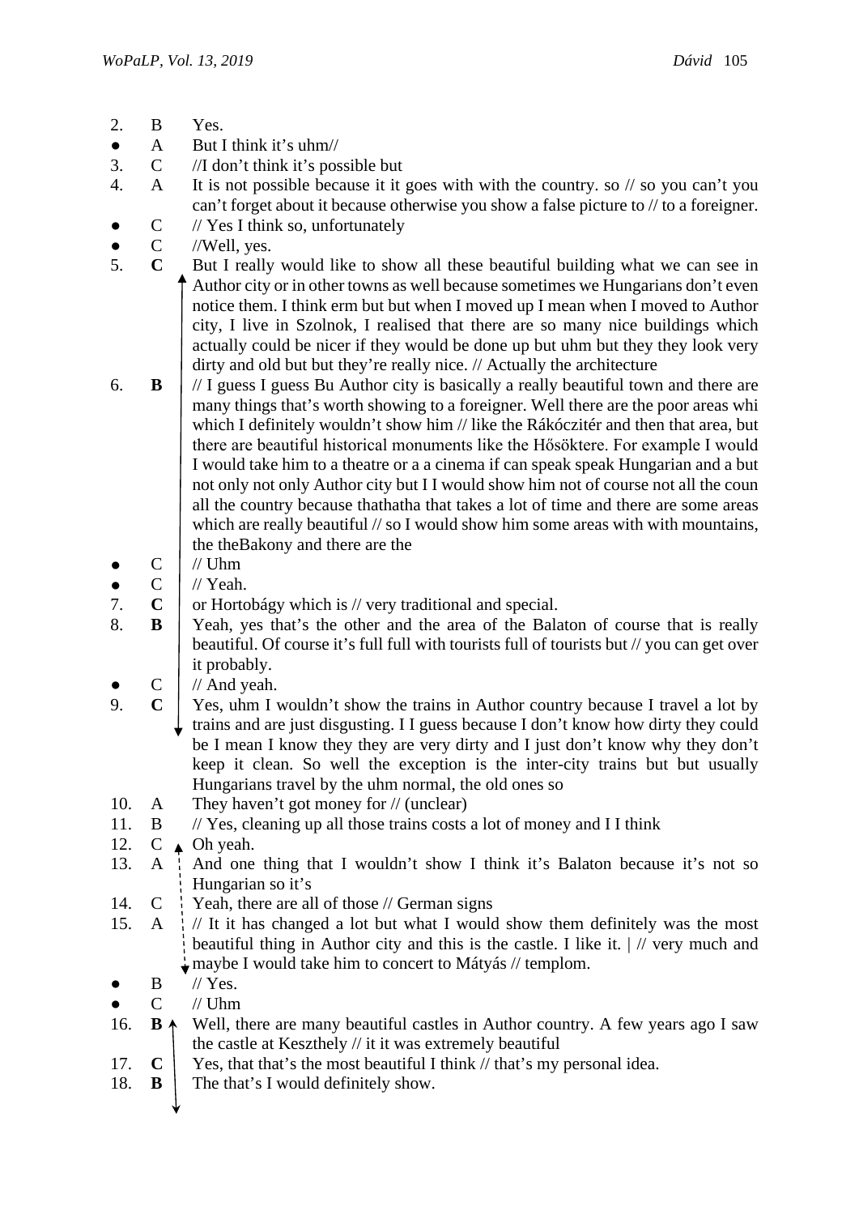| | | |
|---|---|---|
| 2. | B | Yes. |
| ● | A | But I think it's uhm// |
| 3. | C | //I don't think it's possible but |
| 4. | A | It is not possible because it it goes with with the country. so // so you can't you can't forget about it because otherwise you show a false picture to // to a foreigner. |
| ● | C | // Yes I think so, unfortunately |
| ● | C | //Well, yes. |
| 5. | **C** | But I really would like to show all these beautiful building what we can see in Author city or in other towns as well because sometimes we Hungarians don't even notice them. I think erm but but when I moved up I mean when I moved to Author city, I live in Szolnok, I realised that there are so many nice buildings which actually could be nicer if they would be done up but uhm but they they look very dirty and old but but they're really nice. // Actually the architecture |
| 6. | **B** | // I guess I guess Bu Author city is basically a really beautiful town and there are many things that's worth showing to a foreigner. Well there are the poor areas whi which I definitely wouldn't show him // like the Rákóczitér and then that area, but there are beautiful historical monuments like the Hősöktere. For example I would I would take him to a theatre or a a cinema if can speak speak Hungarian and a but not only not only Author city but I I would show him not of course not all the coun all the country because thathatha that takes a lot of time and there are some areas which are really beautiful // so I would show him some areas with with mountains, the theBakony and there are the |
| ● | C | // Uhm |
| ● | C | // Yeah. |
| 7. | **C** | or Hortobágy which is // very traditional and special. |
| 8. | **B** | Yeah, yes that's the other and the area of the Balaton of course that is really beautiful. Of course it's full full with tourists full of tourists but // you can get over it probably. |
| ● | C | // And yeah. |
| 9. | **C** | Yes, uhm I wouldn't show the trains in Author country because I travel a lot by trains and are just disgusting. I I guess because I don't know how dirty they could be I mean I know they they are very dirty and I just don't know why they don't keep it clean. So well the exception is the inter-city trains but but usually Hungarians travel by the uhm normal, the old ones so |
| 10. | A | They haven't got money for // (unclear) |
| 11. | B | // Yes, cleaning up all those trains costs a lot of money and I I think |
| 12. | C | Oh yeah. |
| 13. | A | And one thing that I wouldn't show I think it's Balaton because it's not so Hungarian so it's |
| 14. | C | Yeah, there are all of those // German signs |
| 15. | A | // It it has changed a lot but what I would show them definitely was the most beautiful thing in Author city and this is the castle. I like it. \| // very much and maybe I would take him to concert to Mátyás // templom. |
| ● | B | // Yes. |
| ● | C | // Uhm |
| 16. | **B** | Well, there are many beautiful castles in Author country. A few years ago I saw the castle at Keszthely // it it was extremely beautiful |
| 17. | **C** | Yes, that that's the most beautiful I think // that's my personal idea. |
| 18. | **B** | The that's I would definitely show. |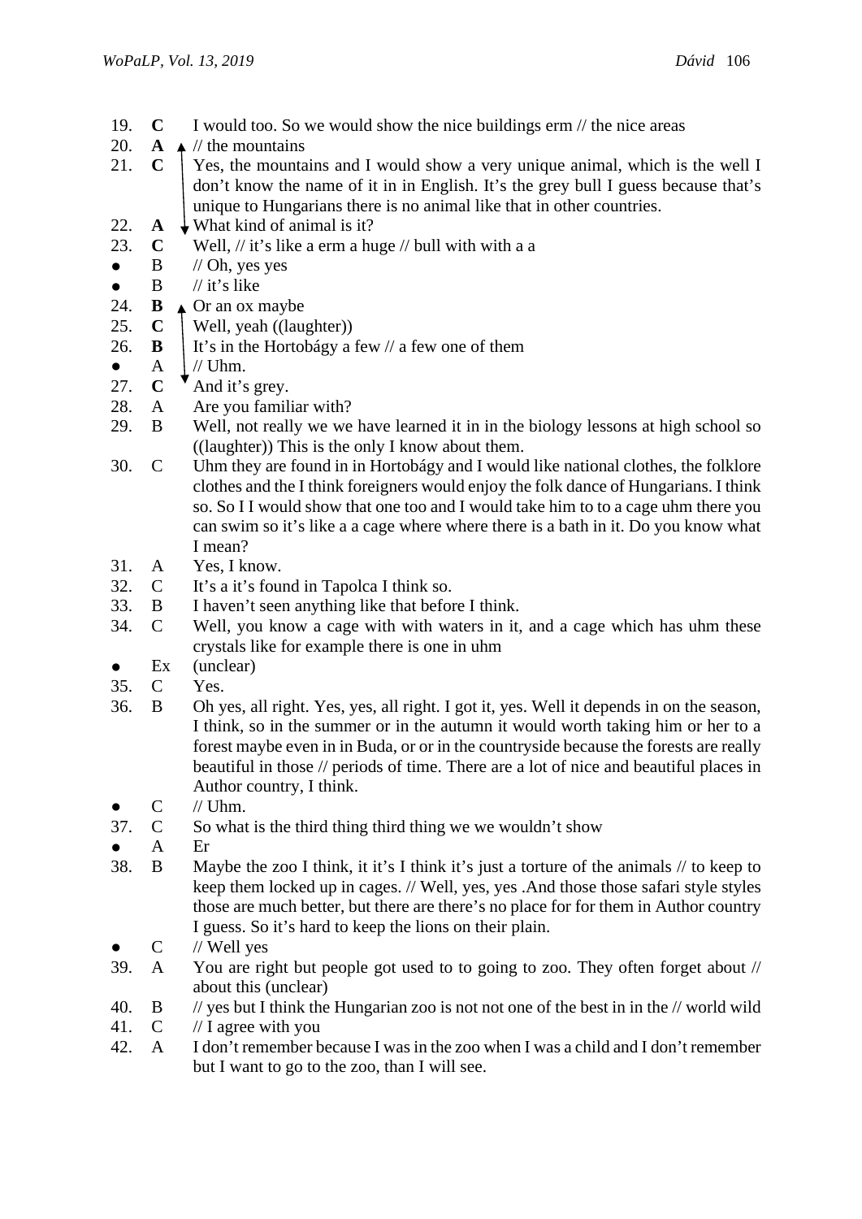| | | |
|---|---|---|
| 19. | **C** | I would too. So we would show the nice buildings erm // the nice areas |
| 20. | **A** | // the mountains |
| 21. | **C** | Yes, the mountains and I would show a very unique animal, which is the well I don't know the name of it in in English. It's the grey bull I guess because that's unique to Hungarians there is no animal like that in other countries. |
| 22. | **A** | What kind of animal is it? |
| 23. | **C** | Well, // it's like a erm a huge // bull with with a a |
| ● | B | // Oh, yes yes |
| ● | B | // it's like |
| 24. | **B** | Or an ox maybe |
| 25. | **C** | Well, yeah ((laughter)) |
| 26. | **B** | It's in the Hortobágy a few // a few one of them |
| ● | A | // Uhm. |
| 27. | **C** | And it's grey. |
| 28. | A | Are you familiar with? |
| 29. | B | Well, not really we we have learned it in in the biology lessons at high school so ((laughter)) This is the only I know about them. |
| 30. | C | Uhm they are found in in Hortobágy and I would like national clothes, the folklore clothes and the I think foreigners would enjoy the folk dance of Hungarians. I think so. So I I would show that one too and I would take him to to a cage uhm there you can swim so it's like a a cage where where there is a bath in it. Do you know what I mean? |
| 31. | A | Yes, I know. |
| 32. | C | It's a it's found in Tapolca I think so. |
| 33. | B | I haven't seen anything like that before I think. |
| 34. | C | Well, you know a cage with with waters in it, and a cage which has uhm these crystals like for example there is one in uhm |
| ● | Ex | (unclear) |
| 35. | C | Yes. |
| 36. | B | Oh yes, all right. Yes, yes, all right. I got it, yes. Well it depends in on the season, I think, so in the summer or in the autumn it would worth taking him or her to a forest maybe even in in Buda, or or in the countryside because the forests are really beautiful in those // periods of time. There are a lot of nice and beautiful places in Author country, I think. |
| ● | C | // Uhm. |
| 37. | C | So what is the third thing third thing we we wouldn't show |
| ● | A | Er |
| 38. | B | Maybe the zoo I think, it it's I think it's just a torture of the animals // to keep to keep them locked up in cages. // Well, yes, yes .And those those safari style styles those are much better, but there are there's no place for for them in Author country I guess. So it's hard to keep the lions on their plain. |
| ● | C | // Well yes |
| 39. | A | You are right but people got used to to going to zoo. They often forget about // about this (unclear) |
| 40. | B | // yes but I think the Hungarian zoo is not not one of the best in in the // world wild |
| 41. | C | // I agree with you |
| 42. | A | I don't remember because I was in the zoo when I was a child and I don't remember but I want to go to the zoo, than I will see. |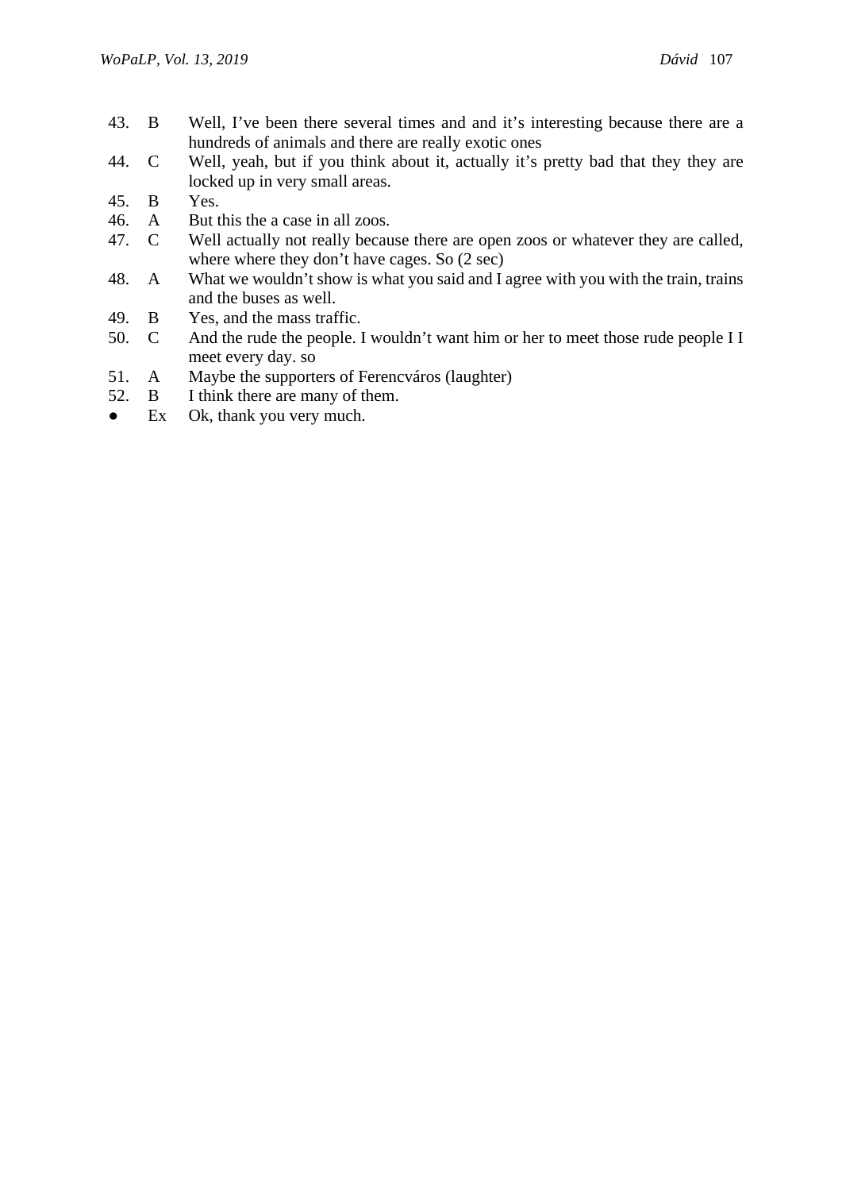| | | |
|---|---|---|
| 43. | B | Well, I've been there several times and and it's interesting because there are a hundreds of animals and there are really exotic ones |
| 44. | C | Well, yeah, but if you think about it, actually it's pretty bad that they they are locked up in very small areas. |
| 45. | B | Yes. |
| 46. | A | But this the a case in all zoos. |
| 47. | C | Well actually not really because there are open zoos or whatever they are called, where where they don't have cages. So (2 sec) |
| 48. | A | What we wouldn't show is what you said and I agree with you with the train, trains and the buses as well. |
| 49. | B | Yes, and the mass traffic. |
| 50. | C | And the rude the people. I wouldn't want him or her to meet those rude people I I meet every day. so |
| 51. | A | Maybe the supporters of Ferencváros (laughter) |
| 52. | B | I think there are many of them. |
| ● | Ex | Ok, thank you very much. |